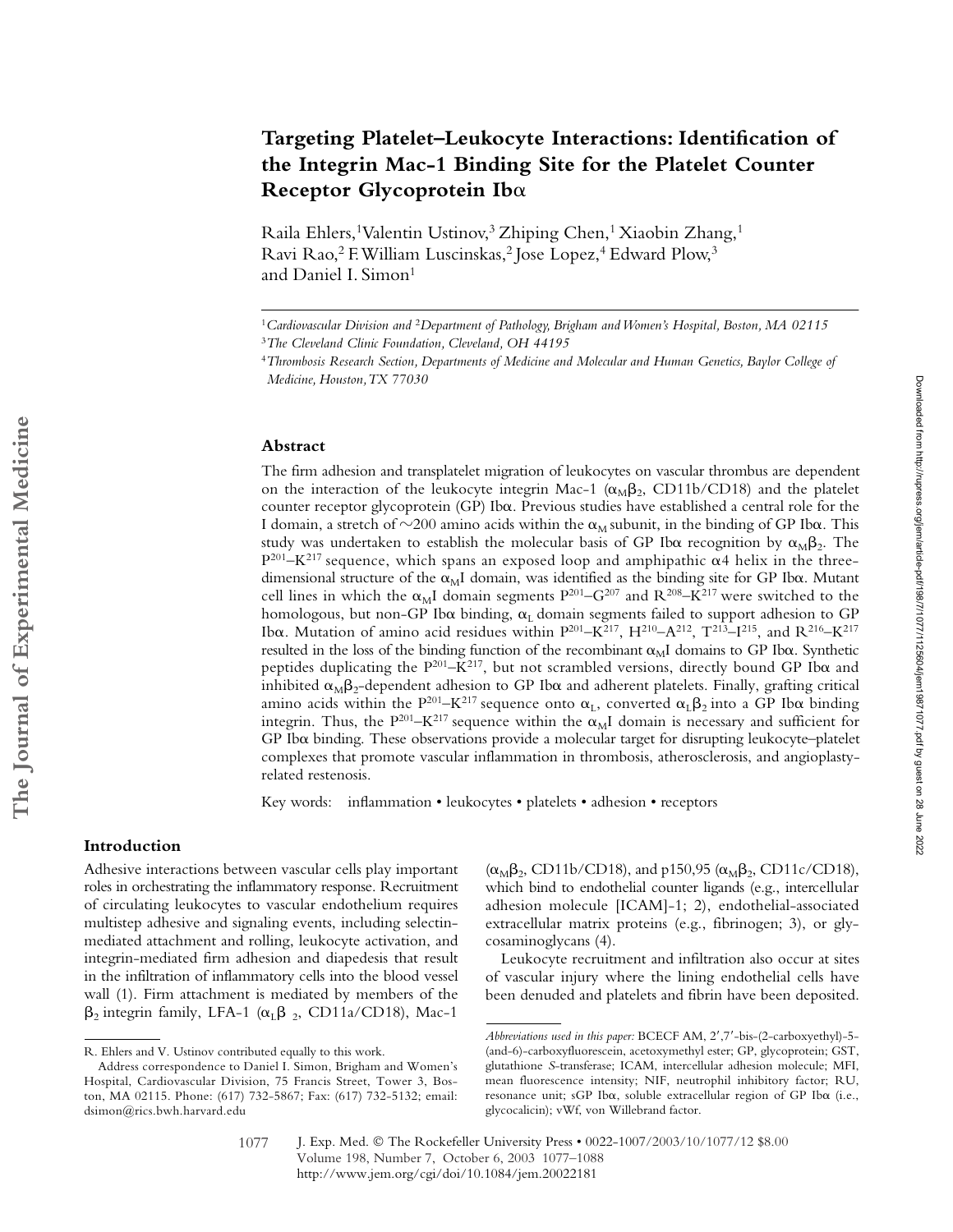# Targeting Platelet–Leukocyte Interactions: Identification of the Integrin Mac-1 Binding Site for the Platelet Counter Receptor Glycoprotein Ibα

Raila Ehlers,[1] Valentin Ustinov,[3] Zhiping Chen,[1] Xiaobin Zhang,[1] Ravi Rao,[2] F. William Luscinskas,[2] Jose Lopez,[4] Edward Plow,[3] and Daniel I. Simon[1]

[1] *Cardiovascular Division and* [2] *Department of Pathology, Brigham and Women's Hospital, Boston, MA 02115*

[3] *The Cleveland Clinic Foundation, Cleveland, OH 44195*

[4] *Thrombosis Research Section, Departments of Medicine and Molecular and Human Genetics, Baylor College of Medicine, Houston, TX 77030*

## Abstract

The firm adhesion and transplatelet migration of leukocytes on vascular thrombus are dependent on the interaction of the leukocyte integrin Mac-1 ($\alpha_M\beta_2$, CD11b/CD18) and the platelet counter receptor glycoprotein (GP) Ibα. Previous studies have established a central role for the I domain, a stretch of ~200 amino acids within the $\alpha_M$ subunit, in the binding of GP Ibα. This study was undertaken to establish the molecular basis of GP Ibα recognition by $\alpha_M\beta_2$. The $P^{201}$–$K^{217}$ sequence, which spans an exposed loop and amphipathic α4 helix in the three-dimensional structure of the $\alpha_M$I domain, was identified as the binding site for GP Ibα. Mutant cell lines in which the $\alpha_M$I domain segments $P^{201}$–$G^{207}$ and $R^{208}$–$K^{217}$ were switched to the homologous, but non-GP Ibα binding, $\alpha_L$ domain segments failed to support adhesion to GP Ibα. Mutation of amino acid residues within $P^{201}$–$K^{217}$, $H^{210}$–$A^{212}$, $T^{213}$–$I^{215}$, and $R^{216}$–$K^{217}$ resulted in the loss of the binding function of the recombinant $\alpha_M$I domains to GP Ibα. Synthetic peptides duplicating the $P^{201}$–$K^{217}$, but not scrambled versions, directly bound GP Ibα and inhibited $\alpha_M\beta_2$-dependent adhesion to GP Ibα and adherent platelets. Finally, grafting critical amino acids within the $P^{201}$–$K^{217}$ sequence onto $\alpha_L$, converted $\alpha_L\beta_2$ into a GP Ibα binding integrin. Thus, the $P^{201}$–$K^{217}$ sequence within the $\alpha_M$I domain is necessary and sufficient for GP Ibα binding. These observations provide a molecular target for disrupting leukocyte–platelet complexes that promote vascular inflammation in thrombosis, atherosclerosis, and angioplasty-related restenosis.

Key words: inflammation • leukocytes • platelets • adhesion • receptors

## Introduction

Adhesive interactions between vascular cells play important roles in orchestrating the inflammatory response. Recruitment of circulating leukocytes to vascular endothelium requires multistep adhesive and signaling events, including selectin-mediated attachment and rolling, leukocyte activation, and integrin-mediated firm adhesion and diapedesis that result in the infiltration of inflammatory cells into the blood vessel wall (1). Firm attachment is mediated by members of the $\beta_2$ integrin family, LFA-1 ($\alpha_L\beta_2$, CD11a/CD18), Mac-1 ($\alpha_M\beta_2$, CD11b/CD18), and p150,95 ($\alpha_M\beta_2$, CD11c/CD18), which bind to endothelial counter ligands (e.g., intercellular adhesion molecule [ICAM]-1; 2), endothelial-associated extracellular matrix proteins (e.g., fibrinogen; 3), or glycosaminoglycans (4).

Leukocyte recruitment and infiltration also occur at sites of vascular injury where the lining endothelial cells have been denuded and platelets and fibrin have been deposited.

---

R. Ehlers and V. Ustinov contributed equally to this work.

Address correspondence to Daniel I. Simon, Brigham and Women's Hospital, Cardiovascular Division, 75 Francis Street, Tower 3, Boston, MA 02115. Phone: (617) 732-5867; Fax: (617) 732-5132; email: dsimon@rics.bwh.harvard.edu

*Abbreviations used in this paper:* BCECF AM, 2′,7′-bis-(2-carboxyethyl)-5-(and-6)-carboxyfluorescein, acetoxymethyl ester; GP, glycoprotein; GST, glutathione *S*-transferase; ICAM, intercellular adhesion molecule; MFI, mean fluorescence intensity; NIF, neutrophil inhibitory factor; RU, resonance unit; sGP Ibα, soluble extracellular region of GP Ibα (i.e., glycocalicin); vWf, von Willebrand factor.

J. Exp. Med. © The Rockefeller University Press • 0022-1007/2003/10/1077/12 $8.00
Volume 198, Number 7, October 6, 2003 1077–1088
http://www.jem.org/cgi/doi/10.1084/jem.20022181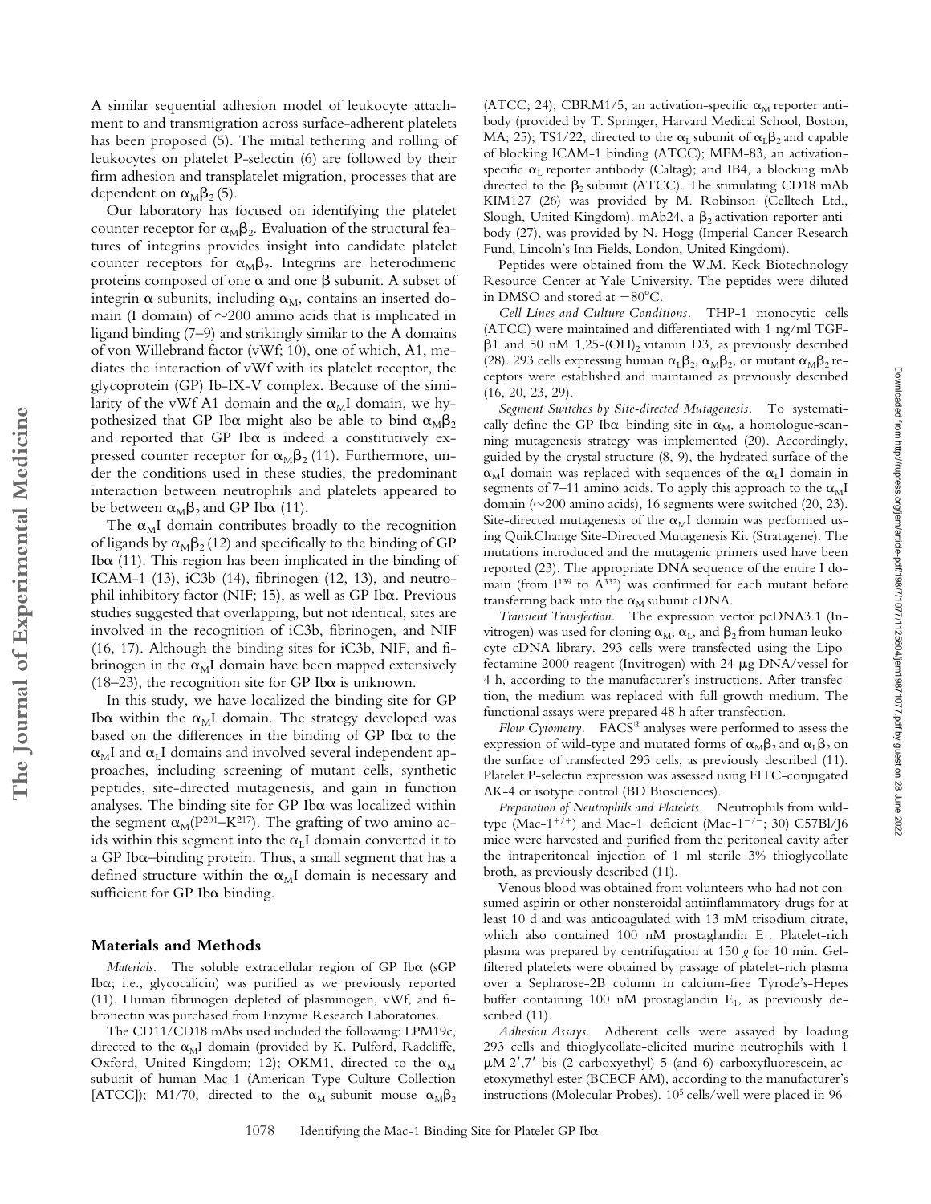A similar sequential adhesion model of leukocyte attachment to and transmigration across surface-adherent platelets has been proposed (5). The initial tethering and rolling of leukocytes on platelet P-selectin (6) are followed by their firm adhesion and transplatelet migration, processes that are dependent on $\alpha_M\beta_2$ (5).

Our laboratory has focused on identifying the platelet counter receptor for $\alpha_M\beta_2$. Evaluation of the structural features of integrins provides insight into candidate platelet counter receptors for $\alpha_M\beta_2$. Integrins are heterodimeric proteins composed of one α and one β subunit. A subset of integrin α subunits, including $\alpha_M$, contains an inserted domain (I domain) of ~200 amino acids that is implicated in ligand binding (7–9) and strikingly similar to the A domains of von Willebrand factor (vWf; 10), one of which, A1, mediates the interaction of vWf with its platelet receptor, the glycoprotein (GP) Ib-IX-V complex. Because of the similarity of the vWf A1 domain and the $\alpha_M$I domain, we hypothesized that GP Ibα might also be able to bind $\alpha_M\beta_2$ and reported that GP Ibα is indeed a constitutively expressed counter receptor for $\alpha_M\beta_2$ (11). Furthermore, under the conditions used in these studies, the predominant interaction between neutrophils and platelets appeared to be between $\alpha_M\beta_2$ and GP Ibα (11).

The $\alpha_M$I domain contributes broadly to the recognition of ligands by $\alpha_M\beta_2$ (12) and specifically to the binding of GP Ibα (11). This region has been implicated in the binding of ICAM-1 (13), iC3b (14), fibrinogen (12, 13), and neutrophil inhibitory factor (NIF; 15), as well as GP Ibα. Previous studies suggested that overlapping, but not identical, sites are involved in the recognition of iC3b, fibrinogen, and NIF (16, 17). Although the binding sites for iC3b, NIF, and fibrinogen in the $\alpha_M$I domain have been mapped extensively (18–23), the recognition site for GP Ibα is unknown.

In this study, we have localized the binding site for GP Ibα within the $\alpha_M$I domain. The strategy developed was based on the differences in the binding of GP Ibα to the $\alpha_M$I and $\alpha_L$I domains and involved several independent approaches, including screening of mutant cells, synthetic peptides, site-directed mutagenesis, and gain in function analyses. The binding site for GP Ibα was localized within the segment $\alpha_M$($P^{201}$–$K^{217}$). The grafting of two amino acids within this segment into the $\alpha_L$I domain converted it to a GP Ibα–binding protein. Thus, a small segment that has a defined structure within the $\alpha_M$I domain is necessary and sufficient for GP Ibα binding.

## Materials and Methods

*Materials.* The soluble extracellular region of GP Ibα (sGP Ibα; i.e., glycocalicin) was purified as we previously reported (11). Human fibrinogen depleted of plasminogen, vWf, and fibronectin was purchased from Enzyme Research Laboratories.

The CD11/CD18 mAbs used included the following: LPM19c, directed to the $\alpha_M$I domain (provided by K. Pulford, Radcliffe, Oxford, United Kingdom; 12); OKM1, directed to the $\alpha_M$ subunit of human Mac-1 (American Type Culture Collection [ATCC]); M1/70, directed to the $\alpha_M$ subunit mouse $\alpha_M\beta_2$ (ATCC; 24); CBRM1/5, an activation-specific $\alpha_M$ reporter antibody (provided by T. Springer, Harvard Medical School, Boston, MA; 25); TS1/22, directed to the $\alpha_L$ subunit of $\alpha_L\beta_2$ and capable of blocking ICAM-1 binding (ATCC); MEM-83, an activation-specific $\alpha_L$ reporter antibody (Caltag); and IB4, a blocking mAb directed to the $\beta_2$ subunit (ATCC). The stimulating CD18 mAb KIM127 (26) was provided by M. Robinson (Celltech Ltd., Slough, United Kingdom). mAb24, a $\beta_2$ activation reporter antibody (27), was provided by N. Hogg (Imperial Cancer Research Fund, Lincoln's Inn Fields, London, United Kingdom).

Peptides were obtained from the W.M. Keck Biotechnology Resource Center at Yale University. The peptides were diluted in DMSO and stored at −80°C.

*Cell Lines and Culture Conditions.* THP-1 monocytic cells (ATCC) were maintained and differentiated with 1 ng/ml TGF-β1 and 50 nM 1,25-$(OH)_2$ vitamin D3, as previously described (28). 293 cells expressing human $\alpha_L\beta_2$, $\alpha_M\beta_2$, or mutant $\alpha_M\beta_2$ receptors were established and maintained as previously described (16, 20, 23, 29).

*Segment Switches by Site-directed Mutagenesis.* To systematically define the GP Ibα–binding site in $\alpha_M$, a homologue-scanning mutagenesis strategy was implemented (20). Accordingly, guided by the crystal structure (8, 9), the hydrated surface of the $\alpha_M$I domain was replaced with sequences of the $\alpha_L$I domain in segments of 7–11 amino acids. To apply this approach to the $\alpha_M$I domain (~200 amino acids), 16 segments were switched (20, 23). Site-directed mutagenesis of the $\alpha_M$I domain was performed using QuikChange Site-Directed Mutagenesis Kit (Stratagene). The mutations introduced and the mutagenic primers used have been reported (23). The appropriate DNA sequence of the entire I domain (from $I^{139}$ to $A^{332}$) was confirmed for each mutant before transferring back into the $\alpha_M$ subunit cDNA.

*Transient Transfection.* The expression vector pcDNA3.1 (Invitrogen) was used for cloning $\alpha_M$, $\alpha_L$, and $\beta_2$ from human leukocyte cDNA library. 293 cells were transfected using the Lipofectamine 2000 reagent (Invitrogen) with 24 μg DNA/vessel for 4 h, according to the manufacturer's instructions. After transfection, the medium was replaced with full growth medium. The functional assays were prepared 48 h after transfection.

*Flow Cytometry.* FACS® analyses were performed to assess the expression of wild-type and mutated forms of $\alpha_M\beta_2$ and $\alpha_L\beta_2$ on the surface of transfected 293 cells, as previously described (11). Platelet P-selectin expression was assessed using FITC-conjugated AK-4 or isotype control (BD Biosciences).

*Preparation of Neutrophils and Platelets.* Neutrophils from wild-type (Mac-$1^{+/+}$) and Mac-1–deficient (Mac-$1^{-/-}$; 30) C57Bl/J6 mice were harvested and purified from the peritoneal cavity after the intraperitoneal injection of 1 ml sterile 3% thioglycollate broth, as previously described (11).

Venous blood was obtained from volunteers who had not consumed aspirin or other nonsteroidal antiinflammatory drugs for at least 10 d and was anticoagulated with 13 mM trisodium citrate, which also contained 100 nM prostaglandin $E_1$. Platelet-rich plasma was prepared by centrifugation at 150 *g* for 10 min. Gel-filtered platelets were obtained by passage of platelet-rich plasma over a Sepharose-2B column in calcium-free Tyrode's-Hepes buffer containing 100 nM prostaglandin $E_1$, as previously described (11).

*Adhesion Assays.* Adherent cells were assayed by loading 293 cells and thioglycollate-elicited murine neutrophils with 1 μM 2′,7′-bis-(2-carboxyethyl)-5-(and-6)-carboxyfluorescein, acetoxymethyl ester (BCECF AM), according to the manufacturer's instructions (Molecular Probes). $10^5$ cells/well were placed in 96-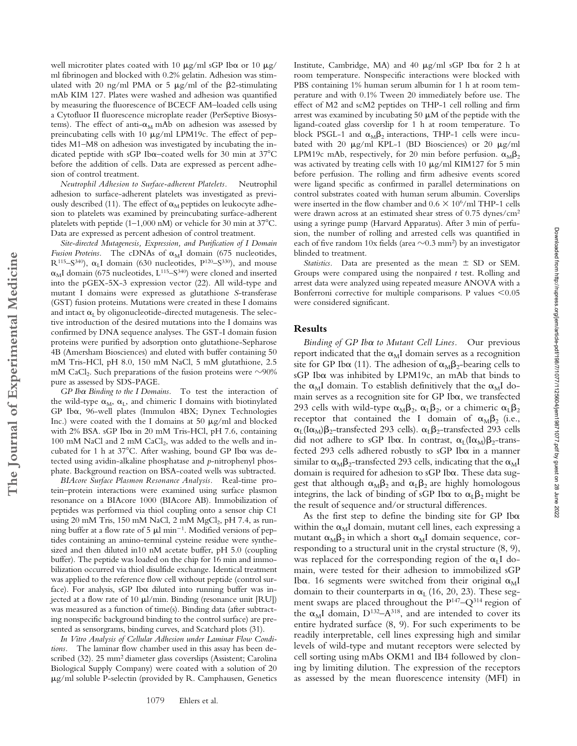well microtiter plates coated with 10 μg/ml sGP Ibα or 10 μg/ml fibrinogen and blocked with 0.2% gelatin. Adhesion was stimulated with 20 ng/ml PMA or 5 μg/ml of the β2-stimulating mAb KIM 127. Plates were washed and adhesion was quantified by measuring the fluorescence of BCECF AM–loaded cells using a Cytofluor II fluorescence microplate reader (PerSeptive Biosystems). The effect of anti-$\alpha_M$ mAb on adhesion was assessed by preincubating cells with 10 μg/ml LPM19c. The effect of peptides M1–M8 on adhesion was investigated by incubating the indicated peptide with sGP Ibα–coated wells for 30 min at 37°C before the addition of cells. Data are expressed as percent adhesion of control treatment.

*Neutrophil Adhesion to Surface-adherent Platelets.* Neutrophil adhesion to surface-adherent platelets was investigated as previously described (11). The effect of $\alpha_M$ peptides on leukocyte adhesion to platelets was examined by preincubating surface-adherent platelets with peptide (1–1,000 nM) or vehicle for 30 min at 37°C. Data are expressed as percent adhesion of control treatment.

*Site-directed Mutagenesis, Expression, and Purification of I Domain Fusion Proteins.* The cDNAs of $\alpha_M$I domain (675 nucleotides, $R^{115}$–$S^{340}$), $\alpha_L$I domain (630 nucleotides, $P^{120}$–$S^{330}$), and mouse $\alpha_M$I domain (675 nucleotides, $L^{115}$–$S^{340}$) were cloned and inserted into the pGEX-5X-3 expression vector (22). All wild-type and mutant I domains were expressed as glutathione *S*-transferase (GST) fusion proteins. Mutations were created in these I domains and intact $\alpha_L$ by oligonucleotide-directed mutagenesis. The selective introduction of the desired mutations into the I domains was confirmed by DNA sequence analyses. The GST-I domain fusion proteins were purified by adsorption onto glutathione-Sepharose 4B (Amersham Biosciences) and eluted with buffer containing 50 mM Tris-HCl, pH 8.0, 150 mM NaCl, 5 mM glutathione, 2.5 mM $CaCl_2$. Such preparations of the fusion proteins were ~90% pure as assessed by SDS-PAGE.

*GP Ibα Binding to the I Domains.* To test the interaction of the wild-type $\alpha_M$, $\alpha_L$, and chimeric I domains with biotinylated GP Ibα, 96-well plates (Immulon 4BX; Dynex Technologies Inc.) were coated with the I domains at 50 μg/ml and blocked with 2% BSA. sGP Ibα in 20 mM Tris-HCl, pH 7.6, containing 100 mM NaCl and 2 mM $CaCl_2$, was added to the wells and incubated for 1 h at 37°C. After washing, bound GP Ibα was detected using avidin-alkaline phosphatase and *p*-nitrophenyl phosphate. Background reaction on BSA-coated wells was subtracted.

*BIAcore Surface Plasmon Resonance Analysis.* Real-time protein–protein interactions were examined using surface plasmon resonance on a BIAcore 1000 (BIAcore AB). Immobilization of peptides was performed via thiol coupling onto a sensor chip C1 using 20 mM Tris, 150 mM NaCl, 2 mM $MgCl_2$, pH 7.4, as running buffer at a flow rate of 5 μl $min^{-1}$. Modified versions of peptides containing an amino-terminal cysteine residue were synthesized and then diluted in10 nM acetate buffer, pH 5.0 (coupling buffer). The peptide was loaded on the chip for 16 min and immobilization occurred via thiol disulfide exchange. Identical treatment was applied to the reference flow cell without peptide (control surface). For analysis, sGP Ibα diluted into running buffer was injected at a flow rate of 10 μl/min. Binding (resonance unit [RU]) was measured as a function of time(s). Binding data (after subtracting nonspecific background binding to the control surface) are presented as sensorgrams, binding curves, and Scatchard plots (31).

*In Vitro Analysis of Cellular Adhesion under Laminar Flow Conditions.* The laminar flow chamber used in this assay has been described (32). 25 $mm^2$ diameter glass coverslips (Assistent; Carolina Biological Supply Company) were coated with a solution of 20 μg/ml soluble P-selectin (provided by R. Camphausen, Genetics Institute, Cambridge, MA) and 40 μg/ml sGP Ibα for 2 h at room temperature. Nonspecific interactions were blocked with PBS containing 1% human serum albumin for 1 h at room temperature and with 0.1% Tween 20 immediately before use. The effect of M2 and scM2 peptides on THP-1 cell rolling and firm arrest was examined by incubating 50 μM of the peptide with the ligand-coated glass coverslip for 1 h at room temperature. To block PSGL-1 and $\alpha_M\beta_2$ interactions, THP-1 cells were incubated with 20 μg/ml KPL-1 (BD Biosciences) or 20 μg/ml LPM19c mAb, respectively, for 20 min before perfusion. $\alpha_M\beta_2$ was activated by treating cells with 10 μg/ml KIM127 for 5 min before perfusion. The rolling and firm adhesive events scored were ligand specific as confirmed in parallel determinations on control substrates coated with human serum albumin. Coverslips were inserted in the flow chamber and $0.6 \times 10^6$/ml THP-1 cells were drawn across at an estimated shear stress of 0.75 dynes/$cm^2$ using a syringe pump (Harvard Apparatus). After 3 min of perfusion, the number of rolling and arrested cells was quantified in each of five random 10x fields (area ~0.3 $mm^2$) by an investigator blinded to treatment.

*Statistics.* Data are presented as the mean ± SD or SEM. Groups were compared using the nonpaired *t* test. Rolling and arrest data were analyzed using repeated measure ANOVA with a Bonferroni corrective for multiple comparisons. P values <0.05 were considered significant.

## Results

*Binding of GP Ibα to Mutant Cell Lines.* Our previous report indicated that the $\alpha_M$I domain serves as a recognition site for GP Ibα (11). The adhesion of $\alpha_M\beta_2$-bearing cells to sGP Ibα was inhibited by LPM19c, an mAb that binds to the $\alpha_M$I domain. To establish definitively that the $\alpha_M$I domain serves as a recognition site for GP Ibα, we transfected 293 cells with wild-type $\alpha_M\beta_2$, $\alpha_L\beta_2$, or a chimeric $\alpha_L\beta_2$ receptor that contained the I domain of $\alpha_M\beta_2$ (i.e., $\alpha_L(I\alpha_M)\beta_2$-transfected 293 cells). $\alpha_L\beta_2$-transfected 293 cells did not adhere to sGP Ibα. In contrast, $\alpha_L(I\alpha_M)\beta_2$-transfected 293 cells adhered robustly to sGP Ibα in a manner similar to $\alpha_M\beta_2$-transfected 293 cells, indicating that the $\alpha_M$I domain is required for adhesion to sGP Ibα. These data suggest that although $\alpha_M\beta_2$ and $\alpha_L\beta_2$ are highly homologous integrins, the lack of binding of sGP Ibα to $\alpha_L\beta_2$ might be the result of sequence and/or structural differences.

As the first step to define the binding site for GP Ibα within the $\alpha_M$I domain, mutant cell lines, each expressing a mutant $\alpha_M\beta_2$ in which a short $\alpha_M$I domain sequence, corresponding to a structural unit in the crystal structure (8, 9), was replaced for the corresponding region of the $\alpha_L$I domain, were tested for their adhesion to immobilized sGP Ibα. 16 segments were switched from their original $\alpha_M$I domain to their counterparts in $\alpha_L$ (16, 20, 23). These segment swaps are placed throughout the $P^{147}$–$Q^{314}$ region of the $\alpha_M$I domain, $D^{132}$–$A^{318}$, and are intended to cover its entire hydrated surface (8, 9). For such experiments to be readily interpretable, cell lines expressing high and similar levels of wild-type and mutant receptors were selected by cell sorting using mAbs OKM1 and IB4 followed by cloning by limiting dilution. The expression of the receptors as assessed by the mean fluorescence intensity (MFI) in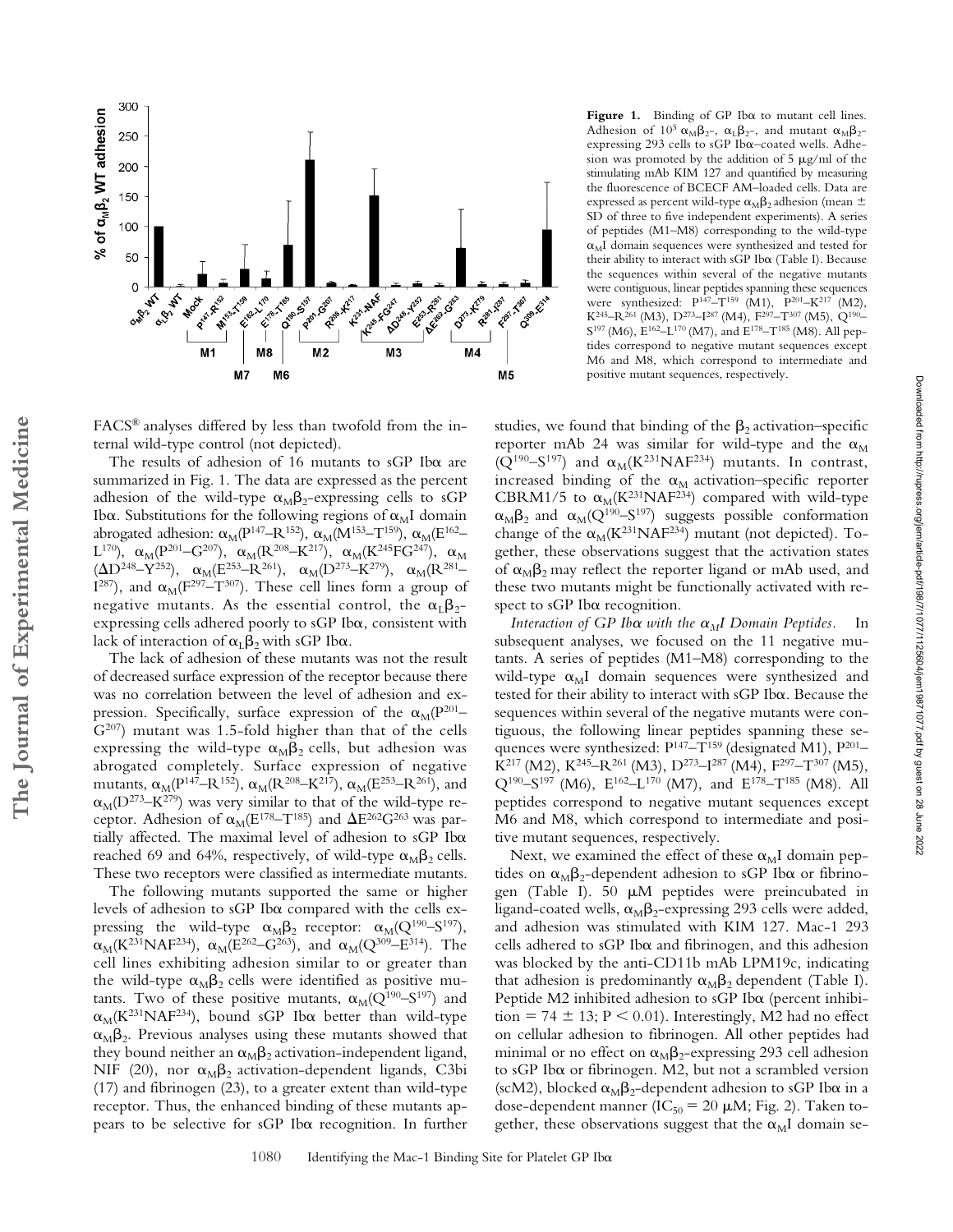**Figure 1.** Binding of GP Ibα to mutant cell lines. Adhesion of $10^5$ $\alpha_M\beta_2$-, $\alpha_L\beta_2$-, and mutant $\alpha_M\beta_2$-expressing 293 cells to sGP Ibα–coated wells. Adhesion was promoted by the addition of 5 μg/ml of the stimulating mAb KIM 127 and quantified by measuring the fluorescence of BCECF AM–loaded cells. Data are expressed as percent wild-type $\alpha_M\beta_2$ adhesion (mean ± SD of three to five independent experiments). A series of peptides (M1–M8) corresponding to the wild-type $\alpha_M$I domain sequences were synthesized and tested for their ability to interact with sGP Ibα (Table I). Because the sequences within several of the negative mutants were contiguous, linear peptides spanning these sequences were synthesized: $P^{147}$–$T^{159}$ (M1), $P^{201}$–$K^{217}$ (M2), $K^{245}$–$R^{261}$ (M3), $D^{273}$–$I^{287}$ (M4), $F^{297}$–$T^{307}$ (M5), $Q^{190}$–$S^{197}$ (M6), $E^{162}$–$L^{170}$ (M7), and $E^{178}$–$T^{185}$ (M8). All peptides correspond to negative mutant sequences except M6 and M8, which correspond to intermediate and positive mutant sequences, respectively.

FACS® analyses differed by less than twofold from the internal wild-type control (not depicted).

The results of adhesion of 16 mutants to sGP Ibα are summarized in Fig. 1. The data are expressed as the percent adhesion of the wild-type $\alpha_M\beta_2$-expressing cells to sGP Ibα. Substitutions for the following regions of $\alpha_M$I domain abrogated adhesion: $\alpha_M(P^{147}$–$R^{152})$, $\alpha_M(M^{153}$–$T^{159})$, $\alpha_M(E^{162}$–$L^{170})$, $\alpha_M(P^{201}$–$G^{207})$, $\alpha_M(R^{208}$–$K^{217})$, $\alpha_M(K^{245}FG^{247})$, $\alpha_M(\Delta D^{248}$–$Y^{252})$, $\alpha_M(E^{253}$–$R^{261})$, $\alpha_M(D^{273}$–$K^{279})$, $\alpha_M(R^{281}$–$I^{287})$, and $\alpha_M(F^{297}$–$T^{307})$. These cell lines form a group of negative mutants. As the essential control, the $\alpha_L\beta_2$-expressing cells adhered poorly to sGP Ibα, consistent with lack of interaction of $\alpha_L\beta_2$ with sGP Ibα.

The lack of adhesion of these mutants was not the result of decreased surface expression of the receptor because there was no correlation between the level of adhesion and expression. Specifically, surface expression of the $\alpha_M(P^{201}$–$G^{207})$ mutant was 1.5-fold higher than that of the cells expressing the wild-type $\alpha_M\beta_2$ cells, but adhesion was abrogated completely. Surface expression of negative mutants, $\alpha_M(P^{147}$–$R^{152})$, $\alpha_M(R^{208}$–$K^{217})$, $\alpha_M(E^{253}$–$R^{261})$, and $\alpha_M(D^{273}$–$K^{279})$ was very similar to that of the wild-type receptor. Adhesion of $\alpha_M(E^{178}$–$T^{185})$ and $\Delta E^{262}G^{263}$ was partially affected. The maximal level of adhesion to sGP Ibα reached 69 and 64%, respectively, of wild-type $\alpha_M\beta_2$ cells. These two receptors were classified as intermediate mutants.

The following mutants supported the same or higher levels of adhesion to sGP Ibα compared with the cells expressing the wild-type $\alpha_M\beta_2$ receptor: $\alpha_M(Q^{190}$–$S^{197})$, $\alpha_M(K^{231}NAF^{234})$, $\alpha_M(E^{262}$–$G^{263})$, and $\alpha_M(Q^{309}$–$E^{314})$. The cell lines exhibiting adhesion similar to or greater than the wild-type $\alpha_M\beta_2$ cells were identified as positive mutants. Two of these positive mutants, $\alpha_M(Q^{190}$–$S^{197})$ and $\alpha_M(K^{231}NAF^{234})$, bound sGP Ibα better than wild-type $\alpha_M\beta_2$. Previous analyses using these mutants showed that they bound neither an $\alpha_M\beta_2$ activation-independent ligand, NIF (20), nor $\alpha_M\beta_2$ activation-dependent ligands, C3bi (17) and fibrinogen (23), to a greater extent than wild-type receptor. Thus, the enhanced binding of these mutants appears to be selective for sGP Ibα recognition. In further studies, we found that binding of the $\beta_2$ activation–specific reporter mAb 24 was similar for wild-type and the $\alpha_M(Q^{190}$–$S^{197})$ and $\alpha_M(K^{231}NAF^{234})$ mutants. In contrast, increased binding of the $\alpha_M$ activation–specific reporter CBRM1/5 to $\alpha_M(K^{231}NAF^{234})$ compared with wild-type $\alpha_M\beta_2$ and $\alpha_M(Q^{190}$–$S^{197})$ suggests possible conformation change of the $\alpha_M(K^{231}NAF^{234})$ mutant (not depicted). Together, these observations suggest that the activation states of $\alpha_M\beta_2$ may reflect the reporter ligand or mAb used, and these two mutants might be functionally activated with respect to sGP Ibα recognition.

*Interaction of GP Ibα with the $\alpha_M$I Domain Peptides.* In subsequent analyses, we focused on the 11 negative mutants. A series of peptides (M1–M8) corresponding to the wild-type $\alpha_M$I domain sequences were synthesized and tested for their ability to interact with sGP Ibα. Because the sequences within several of the negative mutants were contiguous, the following linear peptides spanning these sequences were synthesized: $P^{147}$–$T^{159}$ (designated M1), $P^{201}$–$K^{217}$ (M2), $K^{245}$–$R^{261}$ (M3), $D^{273}$–$I^{287}$ (M4), $F^{297}$–$T^{307}$ (M5), $Q^{190}$–$S^{197}$ (M6), $E^{162}$–$L^{170}$ (M7), and $E^{178}$–$T^{185}$ (M8). All peptides correspond to negative mutant sequences except M6 and M8, which correspond to intermediate and positive mutant sequences, respectively.

Next, we examined the effect of these $\alpha_M$I domain peptides on $\alpha_M\beta_2$-dependent adhesion to sGP Ibα or fibrinogen (Table I). 50 μM peptides were preincubated in ligand-coated wells, $\alpha_M\beta_2$-expressing 293 cells were added, and adhesion was stimulated with KIM 127. Mac-1 293 cells adhered to sGP Ibα and fibrinogen, and this adhesion was blocked by the anti-CD11b mAb LPM19c, indicating that adhesion is predominantly $\alpha_M\beta_2$ dependent (Table I). Peptide M2 inhibited adhesion to sGP Ibα (percent inhibition = 74 ± 13; $P < 0.01$). Interestingly, M2 had no effect on cellular adhesion to fibrinogen. All other peptides had minimal or no effect on $\alpha_M\beta_2$-expressing 293 cell adhesion to sGP Ibα or fibrinogen. M2, but not a scrambled version (scM2), blocked $\alpha_M\beta_2$-dependent adhesion to sGP Ibα in a dose-dependent manner ($IC_{50}$ = 20 μM; Fig. 2). Taken together, these observations suggest that the $\alpha_M$I domain se-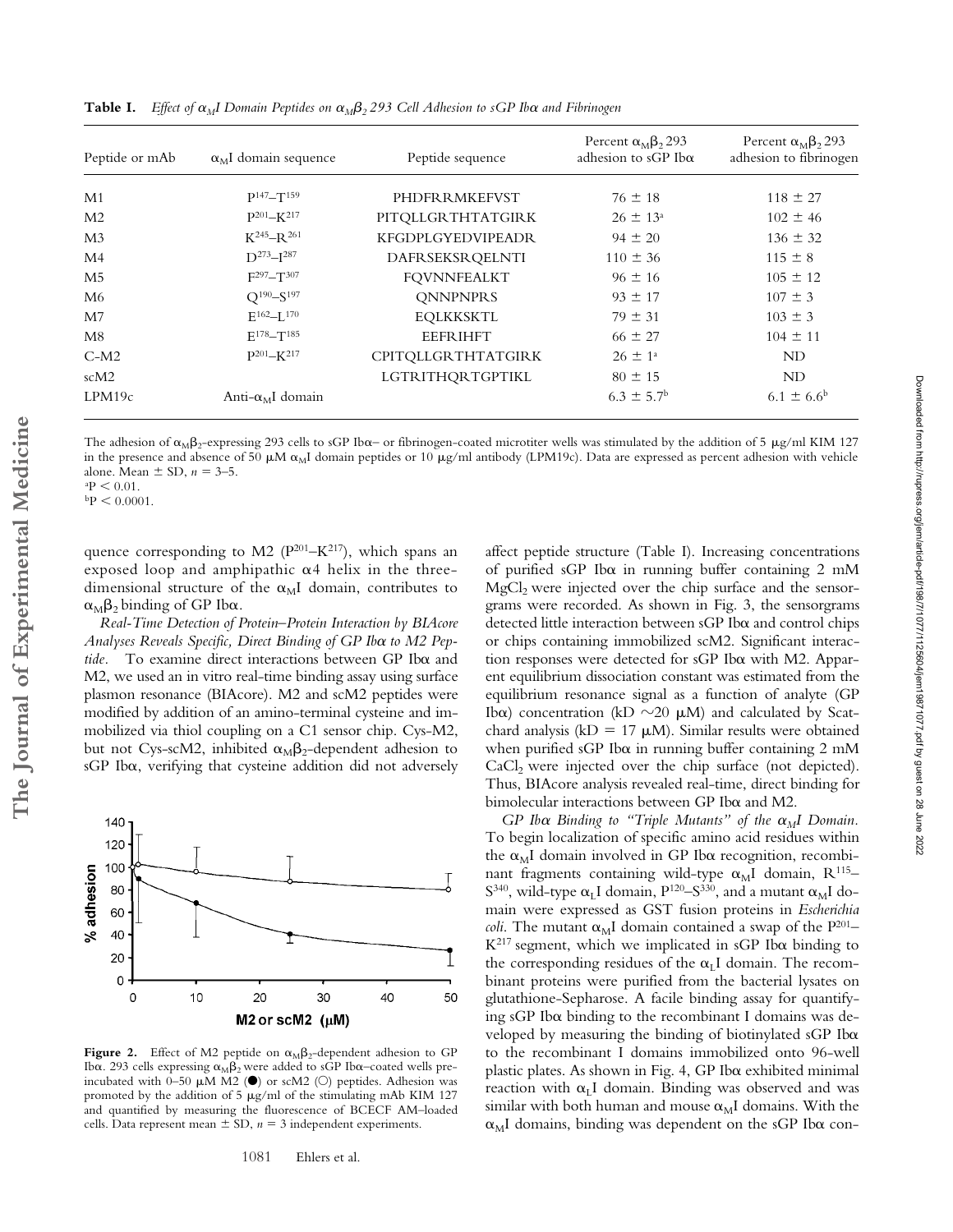**Table I.** *Effect of $\alpha_M$I Domain Peptides on $\alpha_M\beta_2$ 293 Cell Adhesion to sGP Ibα and Fibrinogen*

| Peptide or mAb | $\alpha_M$I domain sequence | Peptide sequence | Percent $\alpha_M\beta_2$ 293 adhesion to sGP Ibα | Percent $\alpha_M\beta_2$ 293 adhesion to fibrinogen |
|---|---|---|---|---|
| M1 | $P^{147}$–$T^{159}$ | PHDFRRMKEFVST | 76 ± 18 | 118 ± 27 |
| M2 | $P^{201}$–$K^{217}$ | PITQLLGRTHTATGIRK | 26 ± 13[a] | 102 ± 46 |
| M3 | $K^{245}$–$R^{261}$ | KFGDPLGYEDVIPEADR | 94 ± 20 | 136 ± 32 |
| M4 | $D^{273}$–$I^{287}$ | DAFRSEKSRQELNTI | 110 ± 36 | 115 ± 8 |
| M5 | $F^{297}$–$T^{307}$ | FQVNNFEALKT | 96 ± 16 | 105 ± 12 |
| M6 | $Q^{190}$–$S^{197}$ | QNNPNPRS | 93 ± 17 | 107 ± 3 |
| M7 | $E^{162}$–$L^{170}$ | EQLKKSKTL | 79 ± 31 | 103 ± 3 |
| M8 | $E^{178}$–$T^{185}$ | EEFRIHFT | 66 ± 27 | 104 ± 11 |
| C-M2 | $P^{201}$–$K^{217}$ | CPITQLLGRTHTATGIRK | 26 ± 1[a] | ND |
| scM2 | | LGTRITHQRTGPTIKL | 80 ± 15 | ND |
| LPM19c | Anti-$\alpha_M$I domain | | 6.3 ± 5.7[b] | 6.1 ± 6.6[b] |

The adhesion of $\alpha_M\beta_2$-expressing 293 cells to sGP Ibα– or fibrinogen-coated microtiter wells was stimulated by the addition of 5 μg/ml KIM 127 in the presence and absence of 50 μM $\alpha_M$I domain peptides or 10 μg/ml antibody (LPM19c). Data are expressed as percent adhesion with vehicle alone. Mean ± SD, $n = 3$–5.

[a] $P < 0.01$.

[b] $P < 0.0001$.

quence corresponding to M2 ($P^{201}$–$K^{217}$), which spans an exposed loop and amphipathic α4 helix in the three-dimensional structure of the $\alpha_M$I domain, contributes to $\alpha_M\beta_2$ binding of GP Ibα.

*Real-Time Detection of Protein–Protein Interaction by BIAcore Analyses Reveals Specific, Direct Binding of GP Ibα to M2 Peptide.* To examine direct interactions between GP Ibα and M2, we used an in vitro real-time binding assay using surface plasmon resonance (BIAcore). M2 and scM2 peptides were modified by addition of an amino-terminal cysteine and immobilized via thiol coupling on a C1 sensor chip. Cys-M2, but not Cys-scM2, inhibited $\alpha_M\beta_2$-dependent adhesion to sGP Ibα, verifying that cysteine addition did not adversely affect peptide structure (Table I). Increasing concentrations of purified sGP Ibα in running buffer containing 2 mM $MgCl_2$ were injected over the chip surface and the sensorgrams were recorded. As shown in Fig. 3, the sensorgrams detected little interaction between sGP Ibα and control chips or chips containing immobilized scM2. Significant interaction responses were detected for sGP Ibα with M2. Apparent equilibrium dissociation constant was estimated from the equilibrium resonance signal as a function of analyte (GP Ibα) concentration (kD ~20 μM) and calculated by Scatchard analysis (kD = 17 μM). Similar results were obtained when purified sGP Ibα in running buffer containing 2 mM $CaCl_2$ were injected over the chip surface (not depicted). Thus, BIAcore analysis revealed real-time, direct binding for bimolecular interactions between GP Ibα and M2.

**Figure 2.** Effect of M2 peptide on $\alpha_M\beta_2$-dependent adhesion to GP Ibα. 293 cells expressing $\alpha_M\beta_2$ were added to sGP Ibα–coated wells preincubated with 0–50 μM M2 (●) or scM2 (○) peptides. Adhesion was promoted by the addition of 5 μg/ml of the stimulating mAb KIM 127 and quantified by measuring the fluorescence of BCECF AM–loaded cells. Data represent mean ± SD, $n = 3$ independent experiments.

*GP Ibα Binding to "Triple Mutants" of the $\alpha_M$I Domain.* To begin localization of specific amino acid residues within the $\alpha_M$I domain involved in GP Ibα recognition, recombinant fragments containing wild-type $\alpha_M$I domain, $R^{115}$–$S^{340}$, wild-type $\alpha_L$I domain, $P^{120}$–$S^{330}$, and a mutant $\alpha_M$I domain were expressed as GST fusion proteins in *Escherichia coli*. The mutant $\alpha_M$I domain contained a swap of the $P^{201}$–$K^{217}$ segment, which we implicated in sGP Ibα binding to the corresponding residues of the $\alpha_L$I domain. The recombinant proteins were purified from the bacterial lysates on glutathione-Sepharose. A facile binding assay for quantifying sGP Ibα binding to the recombinant I domains was developed by measuring the binding of biotinylated sGP Ibα to the recombinant I domains immobilized onto 96-well plastic plates. As shown in Fig. 4, GP Ibα exhibited minimal reaction with $\alpha_L$I domain. Binding was observed and was similar with both human and mouse $\alpha_M$I domains. With the $\alpha_M$I domains, binding was dependent on the sGP Ibα con-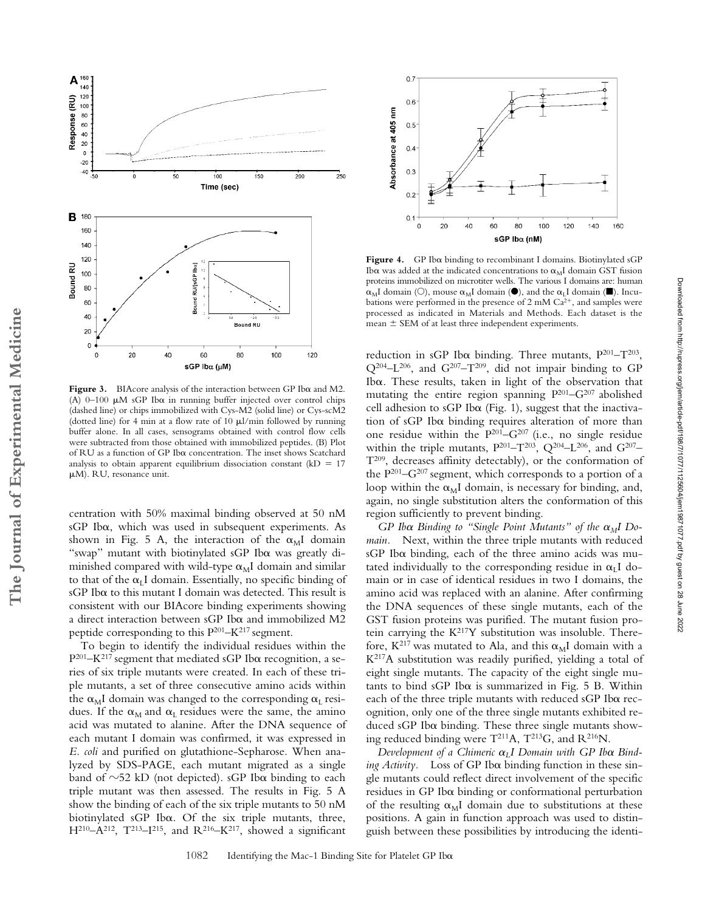**Figure 3.** BIAcore analysis of the interaction between GP Ibα and M2. (A) 0–100 μM sGP Ibα in running buffer injected over control chips (dashed line) or chips immobilized with Cys-M2 (solid line) or Cys-scM2 (dotted line) for 4 min at a flow rate of 10 μl/min followed by running buffer alone. In all cases, sensograms obtained with control flow cells were subtracted from those obtained with immobilized peptides. (B) Plot of RU as a function of GP Ibα concentration. The inset shows Scatchard analysis to obtain apparent equilibrium dissociation constant (kD = 17 μM). RU, resonance unit.

**Figure 4.** GP Ibα binding to recombinant I domains. Biotinylated sGP Ibα was added at the indicated concentrations to $\alpha_M$I domain GST fusion proteins immobilized on microtiter wells. The various I domains are: human $\alpha_M$I domain (○), mouse $\alpha_M$I domain (●), and the $\alpha_L$I domain (■). Incubations were performed in the presence of 2 mM $Ca^{2+}$, and samples were processed as indicated in Materials and Methods. Each dataset is the mean ± SEM of at least three independent experiments.

centration with 50% maximal binding observed at 50 nM sGP Ibα, which was used in subsequent experiments. As shown in Fig. 5 A, the interaction of the $\alpha_M$I domain "swap" mutant with biotinylated sGP Ibα was greatly diminished compared with wild-type $\alpha_M$I domain and similar to that of the $\alpha_L$I domain. Essentially, no specific binding of sGP Ibα to this mutant I domain was detected. This result is consistent with our BIAcore binding experiments showing a direct interaction between sGP Ibα and immobilized M2 peptide corresponding to this $P^{201}$–$K^{217}$ segment.

To begin to identify the individual residues within the $P^{201}$–$K^{217}$ segment that mediated sGP Ibα recognition, a series of six triple mutants were created. In each of these triple mutants, a set of three consecutive amino acids within the $\alpha_M$I domain was changed to the corresponding $\alpha_L$ residues. If the $\alpha_M$ and $\alpha_L$ residues were the same, the amino acid was mutated to alanine. After the DNA sequence of each mutant I domain was confirmed, it was expressed in *E. coli* and purified on glutathione-Sepharose. When analyzed by SDS-PAGE, each mutant migrated as a single band of ~52 kD (not depicted). sGP Ibα binding to each triple mutant was then assessed. The results in Fig. 5 A show the binding of each of the six triple mutants to 50 nM biotinylated sGP Ibα. Of the six triple mutants, three, $H^{210}$–$A^{212}$, $T^{213}$–$I^{215}$, and $R^{216}$–$K^{217}$, showed a significant reduction in sGP Ibα binding. Three mutants, $P^{201}$–$T^{203}$, $Q^{204}$–$L^{206}$, and $G^{207}$–$T^{209}$, did not impair binding to GP Ibα. These results, taken in light of the observation that mutating the entire region spanning $P^{201}$–$G^{207}$ abolished cell adhesion to sGP Ibα (Fig. 1), suggest that the inactivation of sGP Ibα binding requires alteration of more than one residue within the $P^{201}$–$G^{207}$ (i.e., no single residue within the triple mutants, $P^{201}$–$T^{203}$, $Q^{204}$–$L^{206}$, and $G^{207}$–$T^{209}$, decreases affinity detectably), or the conformation of the $P^{201}$–$G^{207}$ segment, which corresponds to a portion of a loop within the $\alpha_M$I domain, is necessary for binding, and, again, no single substitution alters the conformation of this region sufficiently to prevent binding.

*GP Ibα Binding to "Single Point Mutants" of the $\alpha_M$I Domain.* Next, within the three triple mutants with reduced sGP Ibα binding, each of the three amino acids was mutated individually to the corresponding residue in $\alpha_L$I domain or in case of identical residues in two I domains, the amino acid was replaced with an alanine. After confirming the DNA sequences of these single mutants, each of the GST fusion proteins was purified. The mutant fusion protein carrying the $K^{217}$Y substitution was insoluble. Therefore, $K^{217}$ was mutated to Ala, and this $\alpha_M$I domain with a $K^{217}$A substitution was readily purified, yielding a total of eight single mutants. The capacity of the eight single mutants to bind sGP Ibα is summarized in Fig. 5 B. Within each of the three triple mutants with reduced sGP Ibα recognition, only one of the three single mutants exhibited reduced sGP Ibα binding. These three single mutants showing reduced binding were $T^{211}$A, $T^{213}$G, and $R^{216}$N.

*Development of a Chimeric $\alpha_L$I Domain with GP Ibα Binding Activity.* Loss of GP Ibα binding function in these single mutants could reflect direct involvement of the specific residues in GP Ibα binding or conformational perturbation of the resulting $\alpha_M$I domain due to substitutions at these positions. A gain in function approach was used to distinguish between these possibilities by introducing the identi-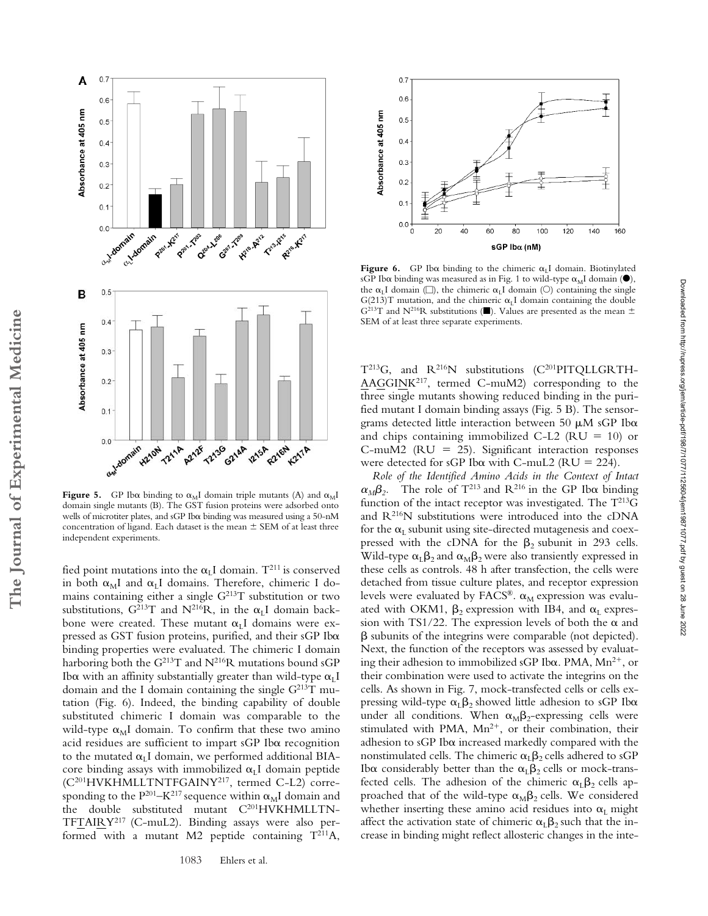**Figure 5.** GP Ibα binding to $\alpha_M$I domain triple mutants (A) and $\alpha_M$I domain single mutants (B). The GST fusion proteins were adsorbed onto wells of microtiter plates, and sGP Ibα binding was measured using a 50-nM concentration of ligand. Each dataset is the mean ± SEM of at least three independent experiments.

fied point mutations into the $\alpha_L$I domain. $T^{211}$ is conserved in both $\alpha_M$I and $\alpha_L$I domains. Therefore, chimeric I domains containing either a single $G^{213}T$ substitution or two substitutions, $G^{213}T$ and $N^{216}R$, in the $\alpha_L$I domain backbone were created. These mutant $\alpha_L$I domains were expressed as GST fusion proteins, purified, and their sGP Ibα binding properties were evaluated. The chimeric I domain harboring both the $G^{213}T$ and $N^{216}R$ mutations bound sGP Ibα with an affinity substantially greater than wild-type $\alpha_L$I domain and the I domain containing the single $G^{213}T$ mutation (Fig. 6). Indeed, the binding capability of double substituted chimeric I domain was comparable to the wild-type $\alpha_M$I domain. To confirm that these two amino acid residues are sufficient to impart sGP Ibα recognition to the mutated $\alpha_L$I domain, we performed additional BIAcore binding assays with immobilized $\alpha_L$I domain peptide ($C^{201}$HVKHMLLTNTFGAINY$^{217}$, termed C-L2) corresponding to the $P^{201}$–$K^{217}$ sequence within $\alpha_M$I domain and the double substituted mutant $C^{201}$HVKHMLLTN-TF<u>T</u>AI<u>R</u>Y$^{217}$ (C-muL2). Binding assays were also performed with a mutant M2 peptide containing $T^{211}$A, $T^{213}$G, and $R^{216}$N substitutions ($C^{201}$PITQLLGRTH-<u>A</u>A<u>G</u>GI<u>N</u>K$^{217}$, termed C-muM2) corresponding to the three single mutants showing reduced binding in the purified mutant I domain binding assays (Fig. 5 B). The sensorgrams detected little interaction between 50 μM sGP Ibα and chips containing immobilized C-L2 (RU = 10) or C-muM2 (RU = 25). Significant interaction responses were detected for sGP Ibα with C-muL2 (RU = 224).

**Figure 6.** GP Ibα binding to the chimeric $\alpha_L$I domain. Biotinylated sGP Ibα binding was measured as in Fig. 1 to wild-type $\alpha_M$I domain (●), the $\alpha_L$I domain (□), the chimeric $\alpha_L$I domain (○) containing the single G(213)T mutation, and the chimeric $\alpha_L$I domain containing the double $G^{213}T$ and $N^{216}R$ substitutions (■). Values are presented as the mean ± SEM of at least three separate experiments.

*Role of the Identified Amino Acids in the Context of Intact $\alpha_M\beta_2$.* The role of $T^{213}$ and $R^{216}$ in the GP Ibα binding function of the intact receptor was investigated. The $T^{213}$G and $R^{216}$N substitutions were introduced into the cDNA for the $\alpha_L$ subunit using site-directed mutagenesis and coexpressed with the cDNA for the $\beta_2$ subunit in 293 cells. Wild-type $\alpha_L\beta_2$ and $\alpha_M\beta_2$ were also transiently expressed in these cells as controls. 48 h after transfection, the cells were detached from tissue culture plates, and receptor expression levels were evaluated by FACS®. $\alpha_M$ expression was evaluated with OKM1, $\beta_2$ expression with IB4, and $\alpha_L$ expression with TS1/22. The expression levels of both the α and β subunits of the integrins were comparable (not depicted). Next, the function of the receptors was assessed by evaluating their adhesion to immobilized sGP Ibα. PMA, $Mn^{2+}$, or their combination were used to activate the integrins on the cells. As shown in Fig. 7, mock-transfected cells or cells expressing wild-type $\alpha_L\beta_2$ showed little adhesion to sGP Ibα under all conditions. When $\alpha_M\beta_2$-expressing cells were stimulated with PMA, $Mn^{2+}$, or their combination, their adhesion to sGP Ibα increased markedly compared with the nonstimulated cells. The chimeric $\alpha_L\beta_2$ cells adhered to sGP Ibα considerably better than the $\alpha_L\beta_2$ cells or mock-transfected cells. The adhesion of the chimeric $\alpha_L\beta_2$ cells approached that of the wild-type $\alpha_M\beta_2$ cells. We considered whether inserting these amino acid residues into $\alpha_L$ might affect the activation state of chimeric $\alpha_L\beta_2$ such that the increase in binding might reflect allosteric changes in the inte-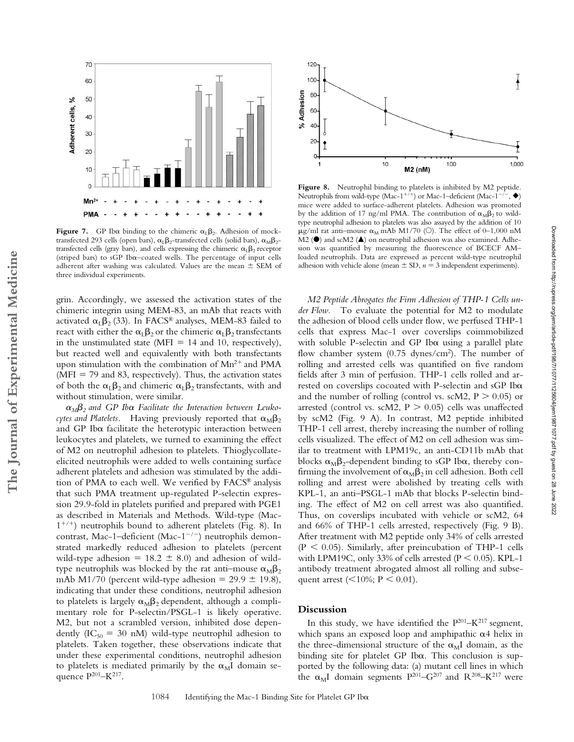**Figure 7.** GP Ibα binding to the chimeric $\alpha_L\beta_2$. Adhesion of mock-transfected 293 cells (open bars), $\alpha_L\beta_2$-transfected cells (solid bars), $\alpha_M\beta_2$-transfected cells (gray bars), and cells expressing the chimeric $\alpha_L\beta_2$ receptor (striped bars) to sGP Ibα–coated wells. The percentage of input cells adherent after washing was calculated. Values are the mean ± SEM of three individual experiments.

**Figure 8.** Neutrophil binding to platelets is inhibited by M2 peptide. Neutrophils from wild-type (Mac-$1^{+/+}$) or Mac-1–deficient (Mac-$1^{-/-}$, ◆) mice were added to surface-adherent platelets. Adhesion was promoted by the addition of 17 ng/ml PMA. The contribution of $\alpha_M\beta_2$ to wild-type neutrophil adhesion to platelets was also assayed by the addition of 10 μg/ml rat anti–mouse $\alpha_M$ mAb M1/70 (○). The effect of 0–1,000 nM M2 (●) and scM2 (▲) on neutrophil adhesion was also examined. Adhesion was quantified by measuring the fluorescence of BCECF AM–loaded neutrophils. Data are expressed as percent wild-type neutrophil adhesion with vehicle alone (mean ± SD, $n = 3$ independent experiments).

grin. Accordingly, we assessed the activation states of the chimeric integrin using MEM-83, an mAb that reacts with activated $\alpha_L\beta_2$ (33). In FACS® analyses, MEM-83 failed to react with either the $\alpha_L\beta_2$ or the chimeric $\alpha_L\beta_2$ transfectants in the unstimulated state (MFI = 14 and 10, respectively), but reacted well and equivalently with both transfectants upon stimulation with the combination of $Mn^{2+}$ and PMA (MFI = 79 and 83, respectively). Thus, the activation states of both the $\alpha_L\beta_2$ and chimeric $\alpha_L\beta_2$ transfectants, with and without stimulation, were similar.

*$\alpha_M\beta_2$ and GP Ibα Facilitate the Interaction between Leukocytes and Platelets.* Having previously reported that $\alpha_M\beta_2$ and GP Ibα facilitate the heterotypic interaction between leukocytes and platelets, we turned to examining the effect of M2 on neutrophil adhesion to platelets. Thioglycollate-elicited neutrophils were added to wells containing surface adherent platelets and adhesion was stimulated by the addition of PMA to each well. We verified by FACS® analysis that such PMA treatment up-regulated P-selectin expression 29.9-fold in platelets purified and prepared with PGE1 as described in Materials and Methods. Wild-type (Mac-$1^{+/+}$) neutrophils bound to adherent platelets (Fig. 8). In contrast, Mac-1–deficient (Mac-$1^{-/-}$) neutrophils demonstrated markedly reduced adhesion to platelets (percent wild-type adhesion = 18.2 ± 8.0) and adhesion of wild-type neutrophils was blocked by the rat anti–mouse $\alpha_M\beta_2$ mAb M1/70 (percent wild-type adhesion = 29.9 ± 19.8), indicating that under these conditions, neutrophil adhesion to platelets is largely $\alpha_M\beta_2$ dependent, although a complimentary role for P-selectin/PSGL-1 is likely operative. M2, but not a scrambled version, inhibited dose dependently ($IC_{50}$ = 30 nM) wild-type neutrophil adhesion to platelets. Taken together, these observations indicate that under these experimental conditions, neutrophil adhesion to platelets is mediated primarily by the $\alpha_M$I domain sequence $P^{201}$–$K^{217}$.

*M2 Peptide Abrogates the Firm Adhesion of THP-1 Cells under Flow.* To evaluate the potential for M2 to modulate the adhesion of blood cells under flow, we perfused THP-1 cells that express Mac-1 over coverslips coimmobilized with soluble P-selectin and GP Ibα using a parallel plate flow chamber system (0.75 dynes/$cm^2$). The number of rolling and arrested cells was quantified on five random fields after 3 min of perfusion. THP-1 cells rolled and arrested on coverslips cocoated with P-selectin and sGP Ibα and the number of rolling (control vs. scM2, $P > 0.05$) or arrested (control vs. scM2, $P > 0.05$) cells was unaffected by scM2 (Fig. 9 A). In contrast, M2 peptide inhibited THP-1 cell arrest, thereby increasing the number of rolling cells visualized. The effect of M2 on cell adhesion was similar to treatment with LPM19c, an anti-CD11b mAb that blocks $\alpha_M\beta_2$-dependent binding to sGP Ibα, thereby confirming the involvement of $\alpha_M\beta_2$ in cell adhesion. Both cell rolling and arrest were abolished by treating cells with KPL-1, an anti–PSGL-1 mAb that blocks P-selectin binding. The effect of M2 on cell arrest was also quantified. Thus, on coverslips incubated with vehicle or scM2, 64 and 66% of THP-1 cells arrested, respectively (Fig. 9 B). After treatment with M2 peptide only 34% of cells arrested ($P < 0.05$). Similarly, after preincubation of THP-1 cells with LPM19C, only 33% of cells arrested ($P < 0.05$). KPL-1 antibody treatment abrogated almost all rolling and subsequent arrest (<10%; $P < 0.01$).

## Discussion

In this study, we have identified the $P^{201}$–$K^{217}$ segment, which spans an exposed loop and amphipathic α4 helix in the three-dimensional structure of the $\alpha_M$I domain, as the binding site for platelet GP Ibα. This conclusion is supported by the following data: (a) mutant cell lines in which the $\alpha_M$I domain segments $P^{201}$–$G^{207}$ and $R^{208}$–$K^{217}$ were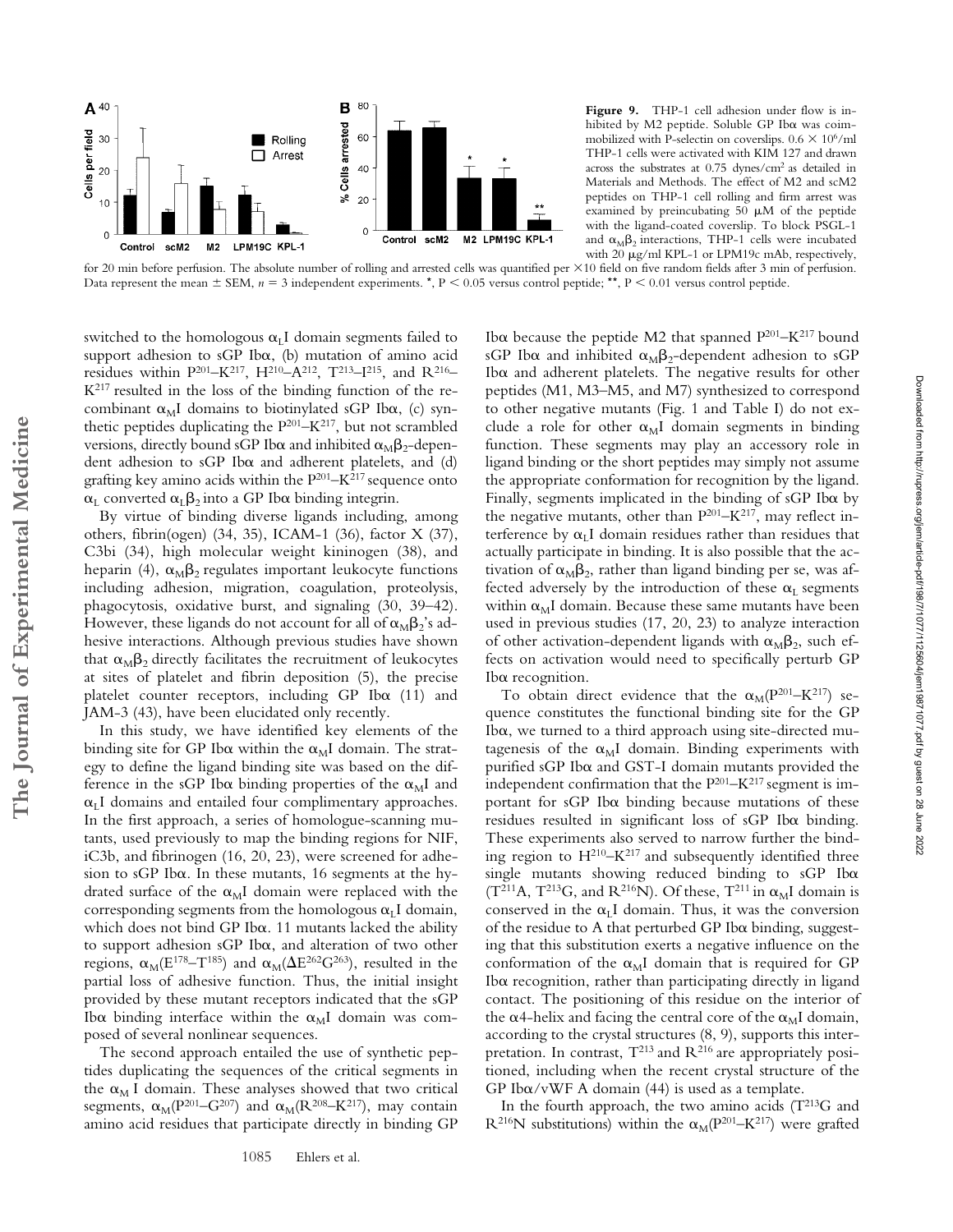**Figure 9.** THP-1 cell adhesion under flow is inhibited by M2 peptide. Soluble GP Ibα was coimmobilized with P-selectin on coverslips. $0.6 \times 10^6$/ml THP-1 cells were activated with KIM 127 and drawn across the substrates at 0.75 dynes/cm$^2$ as detailed in Materials and Methods. The effect of M2 and scM2 peptides on THP-1 cell rolling and firm arrest was examined by preincubating 50 μM of the peptide with the ligand-coated coverslip. To block PSGL-1 and $\alpha_M\beta_2$ interactions, THP-1 cells were incubated with 20 μg/ml KPL-1 or LPM19c mAb, respectively, for 20 min before perfusion. The absolute number of rolling and arrested cells was quantified per ×10 field on five random fields after 3 min of perfusion. Data represent the mean ± SEM, $n = 3$ independent experiments. *, $P < 0.05$ versus control peptide; **, $P < 0.01$ versus control peptide.

switched to the homologous $\alpha_L$I domain segments failed to support adhesion to sGP Ibα, (b) mutation of amino acid residues within P[201]–K[217], H[210]–A[212], T[213]–I[215], and R[216]–K[217] resulted in the loss of the binding function of the recombinant $\alpha_M$I domains to biotinylated sGP Ibα, (c) synthetic peptides duplicating the P[201]–K[217], but not scrambled versions, directly bound sGP Ibα and inhibited $\alpha_M\beta_2$-dependent adhesion to sGP Ibα and adherent platelets, and (d) grafting key amino acids within the P[201]–K[217] sequence onto $\alpha_L$ converted $\alpha_L\beta_2$ into a GP Ibα binding integrin.

By virtue of binding diverse ligands including, among others, fibrin(ogen) (34, 35), ICAM-1 (36), factor X (37), C3bi (34), high molecular weight kininogen (38), and heparin (4), $\alpha_M\beta_2$ regulates important leukocyte functions including adhesion, migration, coagulation, proteolysis, phagocytosis, oxidative burst, and signaling (30, 39–42). However, these ligands do not account for all of $\alpha_M\beta_2$'s adhesive interactions. Although previous studies have shown that $\alpha_M\beta_2$ directly facilitates the recruitment of leukocytes at sites of platelet and fibrin deposition (5), the precise platelet counter receptors, including GP Ibα (11) and JAM-3 (43), have been elucidated only recently.

In this study, we have identified key elements of the binding site for GP Ibα within the $\alpha_M$I domain. The strategy to define the ligand binding site was based on the difference in the sGP Ibα binding properties of the $\alpha_M$I and $\alpha_L$I domains and entailed four complimentary approaches. In the first approach, a series of homologue-scanning mutants, used previously to map the binding regions for NIF, iC3b, and fibrinogen (16, 20, 23), were screened for adhesion to sGP Ibα. In these mutants, 16 segments at the hydrated surface of the $\alpha_M$I domain were replaced with the corresponding segments from the homologous $\alpha_L$I domain, which does not bind GP Ibα. 11 mutants lacked the ability to support adhesion sGP Ibα, and alteration of two other regions, $\alpha_M$(E[178]–T[185]) and $\alpha_M$(ΔE[262]G[263]), resulted in the partial loss of adhesive function. Thus, the initial insight provided by these mutant receptors indicated that the sGP Ibα binding interface within the $\alpha_M$I domain was composed of several nonlinear sequences.

The second approach entailed the use of synthetic peptides duplicating the sequences of the critical segments in the $\alpha_M$ I domain. These analyses showed that two critical segments, $\alpha_M$(P[201]–G[207]) and $\alpha_M$(R[208]–K[217]), may contain amino acid residues that participate directly in binding GP Ibα because the peptide M2 that spanned P[201]–K[217] bound sGP Ibα and inhibited $\alpha_M\beta_2$-dependent adhesion to sGP Ibα and adherent platelets. The negative results for other peptides (M1, M3–M5, and M7) synthesized to correspond to other negative mutants (Fig. 1 and Table I) do not exclude a role for other $\alpha_M$I domain segments in binding function. These segments may play an accessory role in ligand binding or the short peptides may simply not assume the appropriate conformation for recognition by the ligand. Finally, segments implicated in the binding of sGP Ibα by the negative mutants, other than P[201]–K[217], may reflect interference by $\alpha_L$I domain residues rather than residues that actually participate in binding. It is also possible that the activation of $\alpha_M\beta_2$, rather than ligand binding per se, was affected adversely by the introduction of these $\alpha_L$ segments within $\alpha_M$I domain. Because these same mutants have been used in previous studies (17, 20, 23) to analyze interaction of other activation-dependent ligands with $\alpha_M\beta_2$, such effects on activation would need to specifically perturb GP Ibα recognition.

To obtain direct evidence that the $\alpha_M$(P[201]–K[217]) sequence constitutes the functional binding site for the GP Ibα, we turned to a third approach using site-directed mutagenesis of the $\alpha_M$I domain. Binding experiments with purified sGP Ibα and GST-I domain mutants provided the independent confirmation that the P[201]–K[217] segment is important for sGP Ibα binding because mutations of these residues resulted in significant loss of sGP Ibα binding. These experiments also served to narrow further the binding region to H[210]–K[217] and subsequently identified three single mutants showing reduced binding to sGP Ibα (T[211]A, T[213]G, and R[216]N). Of these, T[211] in $\alpha_M$I domain is conserved in the $\alpha_L$I domain. Thus, it was the conversion of the residue to A that perturbed GP Ibα binding, suggesting that this substitution exerts a negative influence on the conformation of the $\alpha_M$I domain that is required for GP Ibα recognition, rather than participating directly in ligand contact. The positioning of this residue on the interior of the α4-helix and facing the central core of the $\alpha_M$I domain, according to the crystal structures (8, 9), supports this interpretation. In contrast, T[213] and R[216] are appropriately positioned, including when the recent crystal structure of the GP Ibα/vWF A domain (44) is used as a template.

In the fourth approach, the two amino acids (T[213]G and R[216]N substitutions) within the $\alpha_M$(P[201]–K[217]) were grafted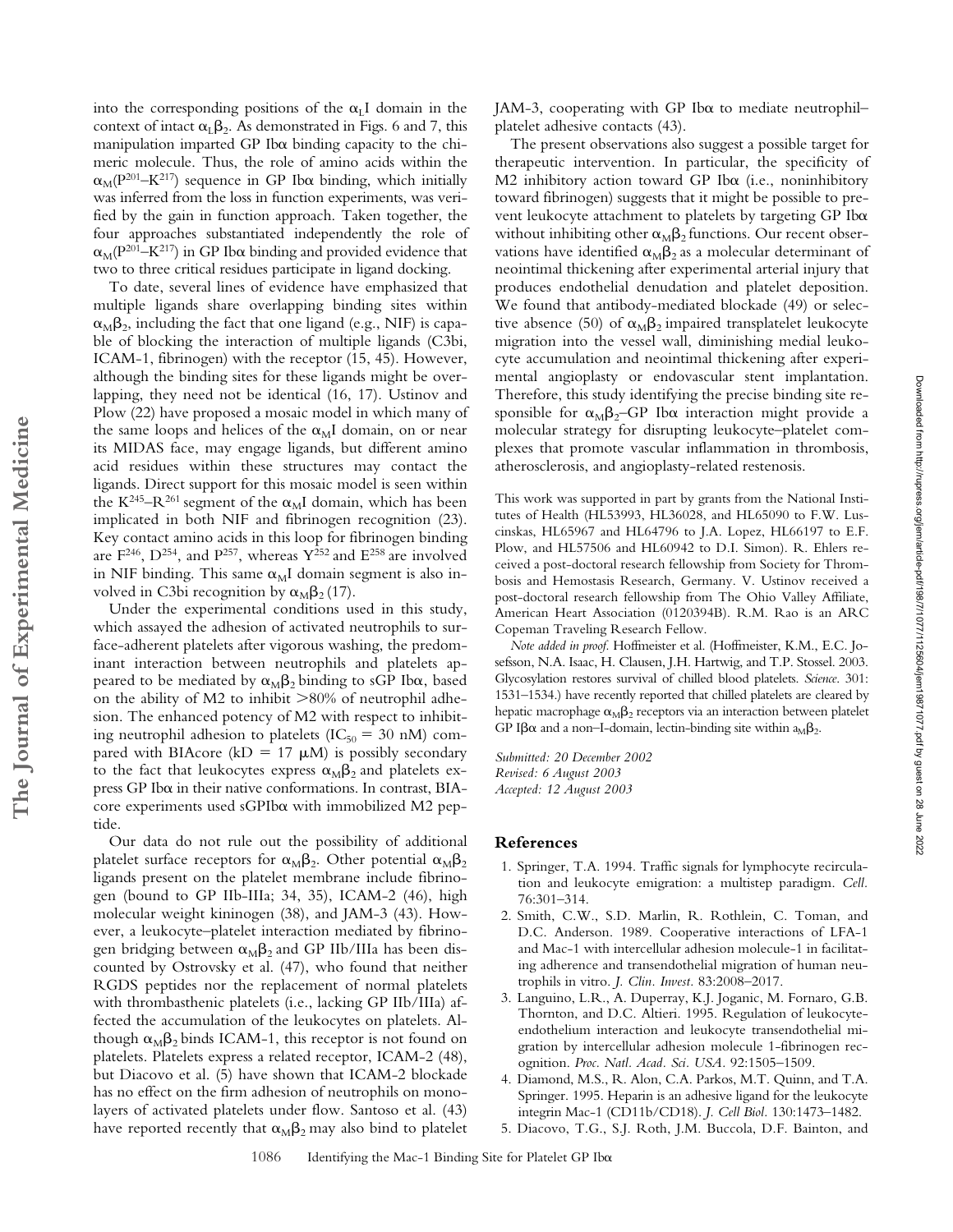into the corresponding positions of the $\alpha_L$I domain in the context of intact $\alpha_L\beta_2$. As demonstrated in Figs. 6 and 7, this manipulation imparted GP Ib$\alpha$ binding capacity to the chimeric molecule. Thus, the role of amino acids within the $\alpha_M$($P^{201}$–$K^{217}$) sequence in GP Ib$\alpha$ binding, which initially was inferred from the loss in function experiments, was verified by the gain in function approach. Taken together, the four approaches substantiated independently the role of $\alpha_M$($P^{201}$–$K^{217}$) in GP Ib$\alpha$ binding and provided evidence that two to three critical residues participate in ligand docking.

To date, several lines of evidence have emphasized that multiple ligands share overlapping binding sites within $\alpha_M\beta_2$, including the fact that one ligand (e.g., NIF) is capable of blocking the interaction of multiple ligands (C3bi, ICAM-1, fibrinogen) with the receptor (15, 45). However, although the binding sites for these ligands might be overlapping, they need not be identical (16, 17). Ustinov and Plow (22) have proposed a mosaic model in which many of the same loops and helices of the $\alpha_M$I domain, on or near its MIDAS face, may engage ligands, but different amino acid residues within these structures may contact the ligands. Direct support for this mosaic model is seen within the $K^{245}$–$R^{261}$ segment of the $\alpha_M$I domain, which has been implicated in both NIF and fibrinogen recognition (23). Key contact amino acids in this loop for fibrinogen binding are $F^{246}$, $D^{254}$, and $P^{257}$, whereas $Y^{252}$ and $E^{258}$ are involved in NIF binding. This same $\alpha_M$I domain segment is also involved in C3bi recognition by $\alpha_M\beta_2$ (17).

Under the experimental conditions used in this study, which assayed the adhesion of activated neutrophils to surface-adherent platelets after vigorous washing, the predominant interaction between neutrophils and platelets appeared to be mediated by $\alpha_M\beta_2$ binding to sGP Ib$\alpha$, based on the ability of M2 to inhibit >80% of neutrophil adhesion. The enhanced potency of M2 with respect to inhibiting neutrophil adhesion to platelets ($IC_{50}$ = 30 nM) compared with BIAcore (kD = 17 $\mu$M) is possibly secondary to the fact that leukocytes express $\alpha_M\beta_2$ and platelets express GP Ib$\alpha$ in their native conformations. In contrast, BIAcore experiments used sGPIb$\alpha$ with immobilized M2 peptide.

Our data do not rule out the possibility of additional platelet surface receptors for $\alpha_M\beta_2$. Other potential $\alpha_M\beta_2$ ligands present on the platelet membrane include fibrinogen (bound to GP IIb-IIIa; 34, 35), ICAM-2 (46), high molecular weight kininogen (38), and JAM-3 (43). However, a leukocyte–platelet interaction mediated by fibrinogen bridging between $\alpha_M\beta_2$ and GP IIb/IIIa has been discounted by Ostrovsky et al. (47), who found that neither RGDS peptides nor the replacement of normal platelets with thrombasthenic platelets (i.e., lacking GP IIb/IIIa) affected the accumulation of the leukocytes on platelets. Although $\alpha_M\beta_2$ binds ICAM-1, this receptor is not found on platelets. Platelets express a related receptor, ICAM-2 (48), but Diacovo et al. (5) have shown that ICAM-2 blockade has no effect on the firm adhesion of neutrophils on monolayers of activated platelets under flow. Santoso et al. (43) have reported recently that $\alpha_M\beta_2$ may also bind to platelet JAM-3, cooperating with GP Ib$\alpha$ to mediate neutrophil–platelet adhesive contacts (43).

The present observations also suggest a possible target for therapeutic intervention. In particular, the specificity of M2 inhibitory action toward GP Ib$\alpha$ (i.e., noninhibitory toward fibrinogen) suggests that it might be possible to prevent leukocyte attachment to platelets by targeting GP Ib$\alpha$ without inhibiting other $\alpha_M\beta_2$ functions. Our recent observations have identified $\alpha_M\beta_2$ as a molecular determinant of neointimal thickening after experimental arterial injury that produces endothelial denudation and platelet deposition. We found that antibody-mediated blockade (49) or selective absence (50) of $\alpha_M\beta_2$ impaired transplatelet leukocyte migration into the vessel wall, diminishing medial leukocyte accumulation and neointimal thickening after experimental angioplasty or endovascular stent implantation. Therefore, this study identifying the precise binding site responsible for $\alpha_M\beta_2$–GP Ib$\alpha$ interaction might provide a molecular strategy for disrupting leukocyte–platelet complexes that promote vascular inflammation in thrombosis, atherosclerosis, and angioplasty-related restenosis.

This work was supported in part by grants from the National Institutes of Health (HL53993, HL36028, and HL65090 to F.W. Luscinskas, HL65967 and HL64796 to J.A. Lopez, HL66197 to E.F. Plow, and HL57506 and HL60942 to D.I. Simon). R. Ehlers received a post-doctoral research fellowship from Society for Thrombosis and Hemostasis Research, Germany. V. Ustinov received a post-doctoral research fellowship from The Ohio Valley Affiliate, American Heart Association (0120394B). R.M. Rao is an ARC Copeman Traveling Research Fellow.

*Note added in proof.* Hoffmeister et al. (Hoffmeister, K.M., E.C. Josefsson, N.A. Isaac, H. Clausen, J.H. Hartwig, and T.P. Stossel. 2003. Glycosylation restores survival of chilled blood platelets. *Science.* 301: 1531–1534.) have recently reported that chilled platelets are cleared by hepatic macrophage $\alpha_M\beta_2$ receptors via an interaction between platelet GP I$\beta\alpha$ and a non–I-domain, lectin-binding site within $a_M\beta_2$.

*Submitted: 20 December 2002*
*Revised: 6 August 2003*
*Accepted: 12 August 2003*

## References

1. Springer, T.A. 1994. Traffic signals for lymphocyte recirculation and leukocyte emigration: a multistep paradigm. *Cell.* 76:301–314.
2. Smith, C.W., S.D. Marlin, R. Rothlein, C. Toman, and D.C. Anderson. 1989. Cooperative interactions of LFA-1 and Mac-1 with intercellular adhesion molecule-1 in facilitating adherence and transendothelial migration of human neutrophils in vitro. *J. Clin. Invest.* 83:2008–2017.
3. Languino, L.R., A. Duperray, K.J. Joganic, M. Fornaro, G.B. Thornton, and D.C. Altieri. 1995. Regulation of leukocyte-endothelium interaction and leukocyte transendothelial migration by intercellular adhesion molecule 1-fibrinogen recognition. *Proc. Natl. Acad. Sci. USA.* 92:1505–1509.
4. Diamond, M.S., R. Alon, C.A. Parkos, M.T. Quinn, and T.A. Springer. 1995. Heparin is an adhesive ligand for the leukocyte integrin Mac-1 (CD11b/CD18). *J. Cell Biol.* 130:1473–1482.
5. Diacovo, T.G., S.J. Roth, J.M. Buccola, D.F. Bainton, and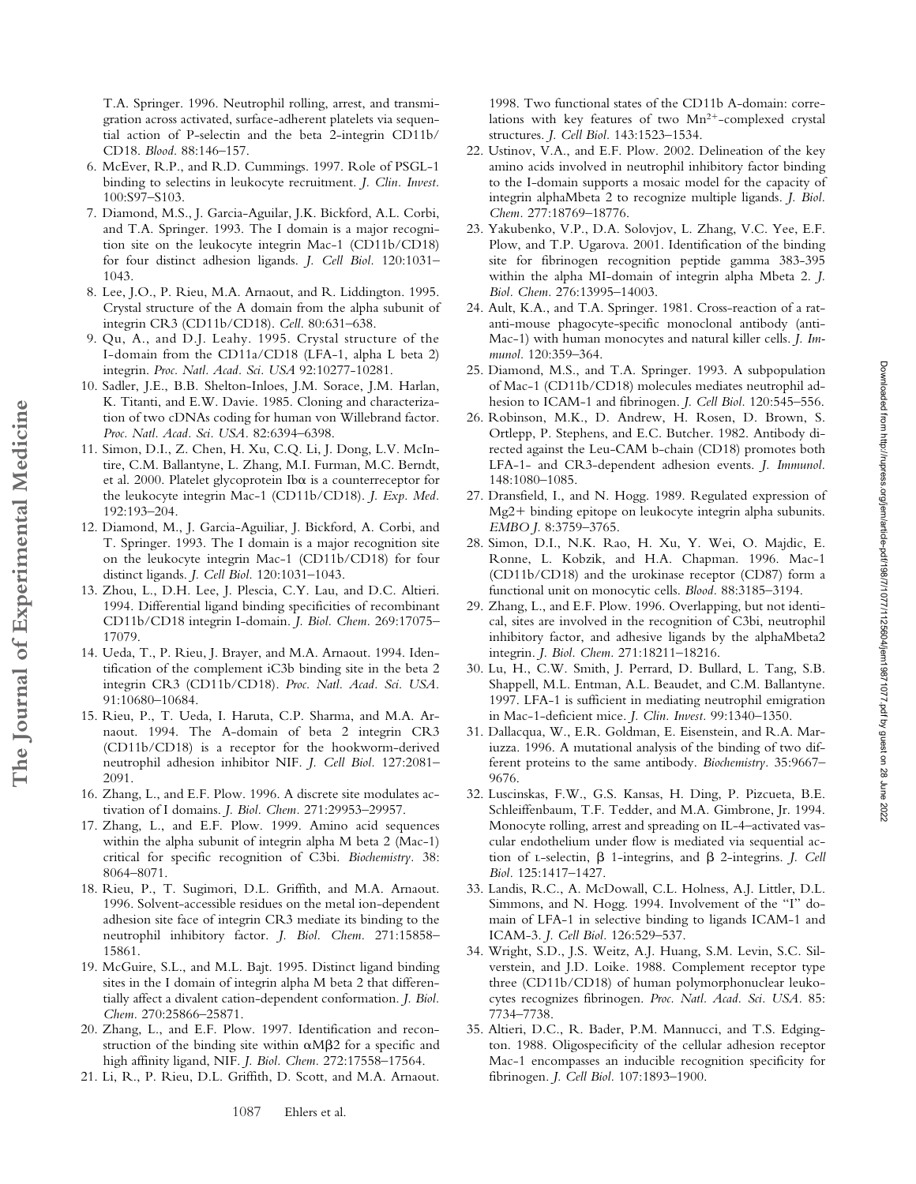T.A. Springer. 1996. Neutrophil rolling, arrest, and transmigration across activated, surface-adherent platelets via sequential action of P-selectin and the beta 2-integrin CD11b/CD18. *Blood.* 88:146–157.

6. McEver, R.P., and R.D. Cummings. 1997. Role of PSGL-1 binding to selectins in leukocyte recruitment. *J. Clin. Invest.* 100:S97–S103.
7. Diamond, M.S., J. Garcia-Aguilar, J.K. Bickford, A.L. Corbi, and T.A. Springer. 1993. The I domain is a major recognition site on the leukocyte integrin Mac-1 (CD11b/CD18) for four distinct adhesion ligands. *J. Cell Biol.* 120:1031–1043.
8. Lee, J.O., P. Rieu, M.A. Arnaout, and R. Liddington. 1995. Crystal structure of the A domain from the alpha subunit of integrin CR3 (CD11b/CD18). *Cell.* 80:631–638.
9. Qu, A., and D.J. Leahy. 1995. Crystal structure of the I-domain from the CD11a/CD18 (LFA-1, alpha L beta 2) integrin. *Proc. Natl. Acad. Sci. USA* 92:10277-10281.
10. Sadler, J.E., B.B. Shelton-Inloes, J.M. Sorace, J.M. Harlan, K. Titanti, and E.W. Davie. 1985. Cloning and characterization of two cDNAs coding for human von Willebrand factor. *Proc. Natl. Acad. Sci. USA.* 82:6394–6398.
11. Simon, D.I., Z. Chen, H. Xu, C.Q. Li, J. Dong, L.V. McIntire, C.M. Ballantyne, L. Zhang, M.I. Furman, M.C. Berndt, et al. 2000. Platelet glycoprotein Ibα is a counterreceptor for the leukocyte integrin Mac-1 (CD11b/CD18). *J. Exp. Med.* 192:193–204.
12. Diamond, M., J. Garcia-Aguiliar, J. Bickford, A. Corbi, and T. Springer. 1993. The I domain is a major recognition site on the leukocyte integrin Mac-1 (CD11b/CD18) for four distinct ligands. *J. Cell Biol.* 120:1031–1043.
13. Zhou, L., D.H. Lee, J. Plescia, C.Y. Lau, and D.C. Altieri. 1994. Differential ligand binding specificities of recombinant CD11b/CD18 integrin I-domain. *J. Biol. Chem.* 269:17075–17079.
14. Ueda, T., P. Rieu, J. Brayer, and M.A. Arnaout. 1994. Identification of the complement iC3b binding site in the beta 2 integrin CR3 (CD11b/CD18). *Proc. Natl. Acad. Sci. USA.* 91:10680–10684.
15. Rieu, P., T. Ueda, I. Haruta, C.P. Sharma, and M.A. Arnaout. 1994. The A-domain of beta 2 integrin CR3 (CD11b/CD18) is a receptor for the hookworm-derived neutrophil adhesion inhibitor NIF. *J. Cell Biol.* 127:2081–2091.
16. Zhang, L., and E.F. Plow. 1996. A discrete site modulates activation of I domains. *J. Biol. Chem.* 271:29953–29957.
17. Zhang, L., and E.F. Plow. 1999. Amino acid sequences within the alpha subunit of integrin alpha M beta 2 (Mac-1) critical for specific recognition of C3bi. *Biochemistry.* 38: 8064–8071.
18. Rieu, P., T. Sugimori, D.L. Griffith, and M.A. Arnaout. 1996. Solvent-accessible residues on the metal ion-dependent adhesion site face of integrin CR3 mediate its binding to the neutrophil inhibitory factor. *J. Biol. Chem.* 271:15858–15861.
19. McGuire, S.L., and M.L. Bajt. 1995. Distinct ligand binding sites in the I domain of integrin alpha M beta 2 that differentially affect a divalent cation-dependent conformation. *J. Biol. Chem.* 270:25866–25871.
20. Zhang, L., and E.F. Plow. 1997. Identification and reconstruction of the binding site within αMβ2 for a specific and high affinity ligand, NIF. *J. Biol. Chem.* 272:17558–17564.
21. Li, R., P. Rieu, D.L. Griffith, D. Scott, and M.A. Arnaout. 1998. Two functional states of the CD11b A-domain: correlations with key features of two $Mn^{2+}$-complexed crystal structures. *J. Cell Biol.* 143:1523–1534.
22. Ustinov, V.A., and E.F. Plow. 2002. Delineation of the key amino acids involved in neutrophil inhibitory factor binding to the I-domain supports a mosaic model for the capacity of integrin alphaMbeta 2 to recognize multiple ligands. *J. Biol. Chem.* 277:18769–18776.
23. Yakubenko, V.P., D.A. Solovjov, L. Zhang, V.C. Yee, E.F. Plow, and T.P. Ugarova. 2001. Identification of the binding site for fibrinogen recognition peptide gamma 383-395 within the alpha MI-domain of integrin alpha Mbeta 2. *J. Biol. Chem.* 276:13995–14003.
24. Ault, K.A., and T.A. Springer. 1981. Cross-reaction of a rat-anti-mouse phagocyte-specific monoclonal antibody (anti-Mac-1) with human monocytes and natural killer cells. *J. Immunol.* 120:359–364.
25. Diamond, M.S., and T.A. Springer. 1993. A subpopulation of Mac-1 (CD11b/CD18) molecules mediates neutrophil adhesion to ICAM-1 and fibrinogen. *J. Cell Biol.* 120:545–556.
26. Robinson, M.K., D. Andrew, H. Rosen, D. Brown, S. Ortlepp, P. Stephens, and E.C. Butcher. 1982. Antibody directed against the Leu-CAM b-chain (CD18) promotes both LFA-1- and CR3-dependent adhesion events. *J. Immunol.* 148:1080–1085.
27. Dransfield, I., and N. Hogg. 1989. Regulated expression of Mg2+ binding epitope on leukocyte integrin alpha subunits. *EMBO J.* 8:3759–3765.
28. Simon, D.I., N.K. Rao, H. Xu, Y. Wei, O. Majdic, E. Ronne, L. Kobzik, and H.A. Chapman. 1996. Mac-1 (CD11b/CD18) and the urokinase receptor (CD87) form a functional unit on monocytic cells. *Blood.* 88:3185–3194.
29. Zhang, L., and E.F. Plow. 1996. Overlapping, but not identical, sites are involved in the recognition of C3bi, neutrophil inhibitory factor, and adhesive ligands by the alphaMbeta2 integrin. *J. Biol. Chem.* 271:18211–18216.
30. Lu, H., C.W. Smith, J. Perrard, D. Bullard, L. Tang, S.B. Shappell, M.L. Entman, A.L. Beaudet, and C.M. Ballantyne. 1997. LFA-1 is sufficient in mediating neutrophil emigration in Mac-1-deficient mice. *J. Clin. Invest.* 99:1340–1350.
31. Dallacqua, W., E.R. Goldman, E. Eisenstein, and R.A. Mariuzza. 1996. A mutational analysis of the binding of two different proteins to the same antibody. *Biochemistry.* 35:9667–9676.
32. Luscinskas, F.W., G.S. Kansas, H. Ding, P. Pizcueta, B.E. Schleiffenbaum, T.F. Tedder, and M.A. Gimbrone, Jr. 1994. Monocyte rolling, arrest and spreading on IL-4–activated vascular endothelium under flow is mediated via sequential action of L-selectin, β 1-integrins, and β 2-integrins. *J. Cell Biol.* 125:1417–1427.
33. Landis, R.C., A. McDowall, C.L. Holness, A.J. Littler, D.L. Simmons, and N. Hogg. 1994. Involvement of the "I" domain of LFA-1 in selective binding to ligands ICAM-1 and ICAM-3. *J. Cell Biol.* 126:529–537.
34. Wright, S.D., J.S. Weitz, A.J. Huang, S.M. Levin, S.C. Silverstein, and J.D. Loike. 1988. Complement receptor type three (CD11b/CD18) of human polymorphonuclear leukocytes recognizes fibrinogen. *Proc. Natl. Acad. Sci. USA.* 85: 7734–7738.
35. Altieri, D.C., R. Bader, P.M. Mannucci, and T.S. Edgington. 1988. Oligospecificity of the cellular adhesion receptor Mac-1 encompasses an inducible recognition specificity for fibrinogen. *J. Cell Biol.* 107:1893–1900.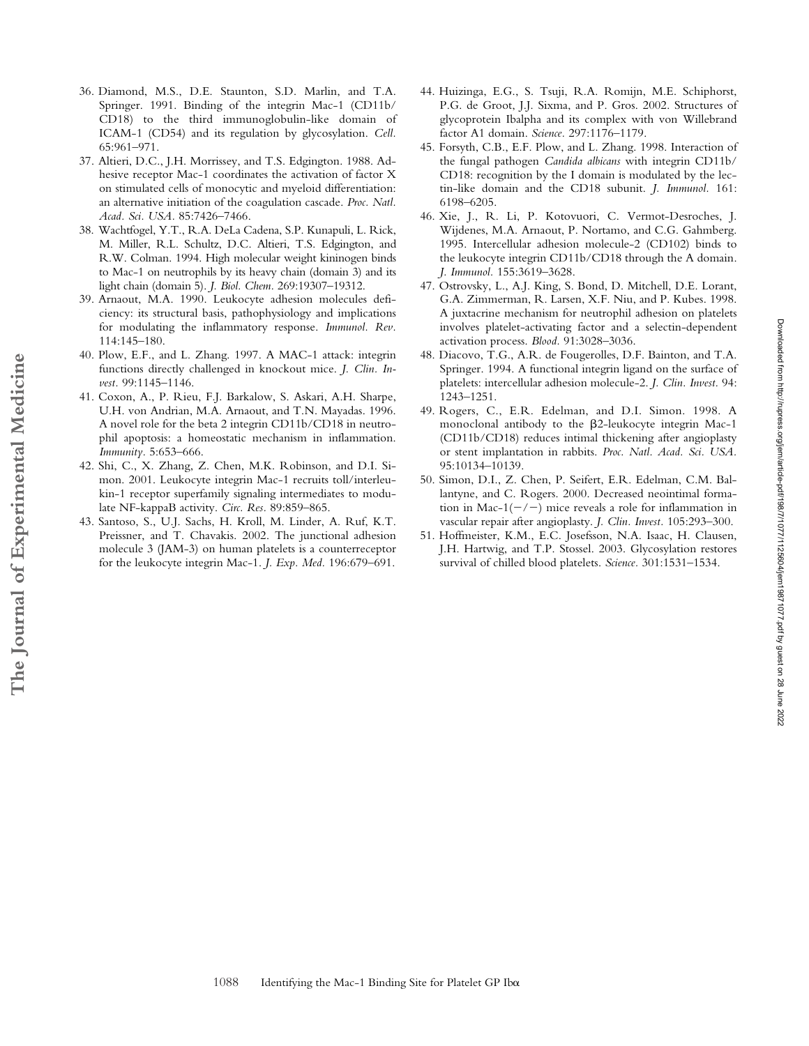36. Diamond, M.S., D.E. Staunton, S.D. Marlin, and T.A. Springer. 1991. Binding of the integrin Mac-1 (CD11b/CD18) to the third immunoglobulin-like domain of ICAM-1 (CD54) and its regulation by glycosylation. *Cell.* 65:961–971.
37. Altieri, D.C., J.H. Morrissey, and T.S. Edgington. 1988. Adhesive receptor Mac-1 coordinates the activation of factor X on stimulated cells of monocytic and myeloid differentiation: an alternative initiation of the coagulation cascade. *Proc. Natl. Acad. Sci. USA.* 85:7426–7466.
38. Wachtfogel, Y.T., R.A. DeLa Cadena, S.P. Kunapuli, L. Rick, M. Miller, R.L. Schultz, D.C. Altieri, T.S. Edgington, and R.W. Colman. 1994. High molecular weight kininogen binds to Mac-1 on neutrophils by its heavy chain (domain 3) and its light chain (domain 5). *J. Biol. Chem.* 269:19307–19312.
39. Arnaout, M.A. 1990. Leukocyte adhesion molecules deficiency: its structural basis, pathophysiology and implications for modulating the inflammatory response. *Immunol. Rev.* 114:145–180.
40. Plow, E.F., and L. Zhang. 1997. A MAC-1 attack: integrin functions directly challenged in knockout mice. *J. Clin. Invest.* 99:1145–1146.
41. Coxon, A., P. Rieu, F.J. Barkalow, S. Askari, A.H. Sharpe, U.H. von Andrian, M.A. Arnaout, and T.N. Mayadas. 1996. A novel role for the beta 2 integrin CD11b/CD18 in neutrophil apoptosis: a homeostatic mechanism in inflammation. *Immunity.* 5:653–666.
42. Shi, C., X. Zhang, Z. Chen, M.K. Robinson, and D.I. Simon. 2001. Leukocyte integrin Mac-1 recruits toll/interleukin-1 receptor superfamily signaling intermediates to modulate NF-kappaB activity. *Circ. Res.* 89:859–865.
43. Santoso, S., U.J. Sachs, H. Kroll, M. Linder, A. Ruf, K.T. Preissner, and T. Chavakis. 2002. The junctional adhesion molecule 3 (JAM-3) on human platelets is a counterreceptor for the leukocyte integrin Mac-1. *J. Exp. Med.* 196:679–691.
44. Huizinga, E.G., S. Tsuji, R.A. Romijn, M.E. Schiphorst, P.G. de Groot, J.J. Sixma, and P. Gros. 2002. Structures of glycoprotein Ibalpha and its complex with von Willebrand factor A1 domain. *Science.* 297:1176–1179.
45. Forsyth, C.B., E.F. Plow, and L. Zhang. 1998. Interaction of the fungal pathogen *Candida albicans* with integrin CD11b/CD18: recognition by the I domain is modulated by the lectin-like domain and the CD18 subunit. *J. Immunol.* 161:6198–6205.
46. Xie, J., R. Li, P. Kotovuori, C. Vermot-Desroches, J. Wijdenes, M.A. Arnaout, P. Nortamo, and C.G. Gahmberg. 1995. Intercellular adhesion molecule-2 (CD102) binds to the leukocyte integrin CD11b/CD18 through the A domain. *J. Immunol.* 155:3619–3628.
47. Ostrovsky, L., A.J. King, S. Bond, D. Mitchell, D.E. Lorant, G.A. Zimmerman, R. Larsen, X.F. Niu, and P. Kubes. 1998. A juxtacrine mechanism for neutrophil adhesion on platelets involves platelet-activating factor and a selectin-dependent activation process. *Blood.* 91:3028–3036.
48. Diacovo, T.G., A.R. de Fougerolles, D.F. Bainton, and T.A. Springer. 1994. A functional integrin ligand on the surface of platelets: intercellular adhesion molecule-2. *J. Clin. Invest.* 94:1243–1251.
49. Rogers, C., E.R. Edelman, and D.I. Simon. 1998. A monoclonal antibody to the β2-leukocyte integrin Mac-1 (CD11b/CD18) reduces intimal thickening after angioplasty or stent implantation in rabbits. *Proc. Natl. Acad. Sci. USA.* 95:10134–10139.
50. Simon, D.I., Z. Chen, P. Seifert, E.R. Edelman, C.M. Ballantyne, and C. Rogers. 2000. Decreased neointimal formation in Mac-1(−/−) mice reveals a role for inflammation in vascular repair after angioplasty. *J. Clin. Invest.* 105:293–300.
51. Hoffmeister, K.M., E.C. Josefsson, N.A. Isaac, H. Clausen, J.H. Hartwig, and T.P. Stossel. 2003. Glycosylation restores survival of chilled blood platelets. *Science.* 301:1531–1534.